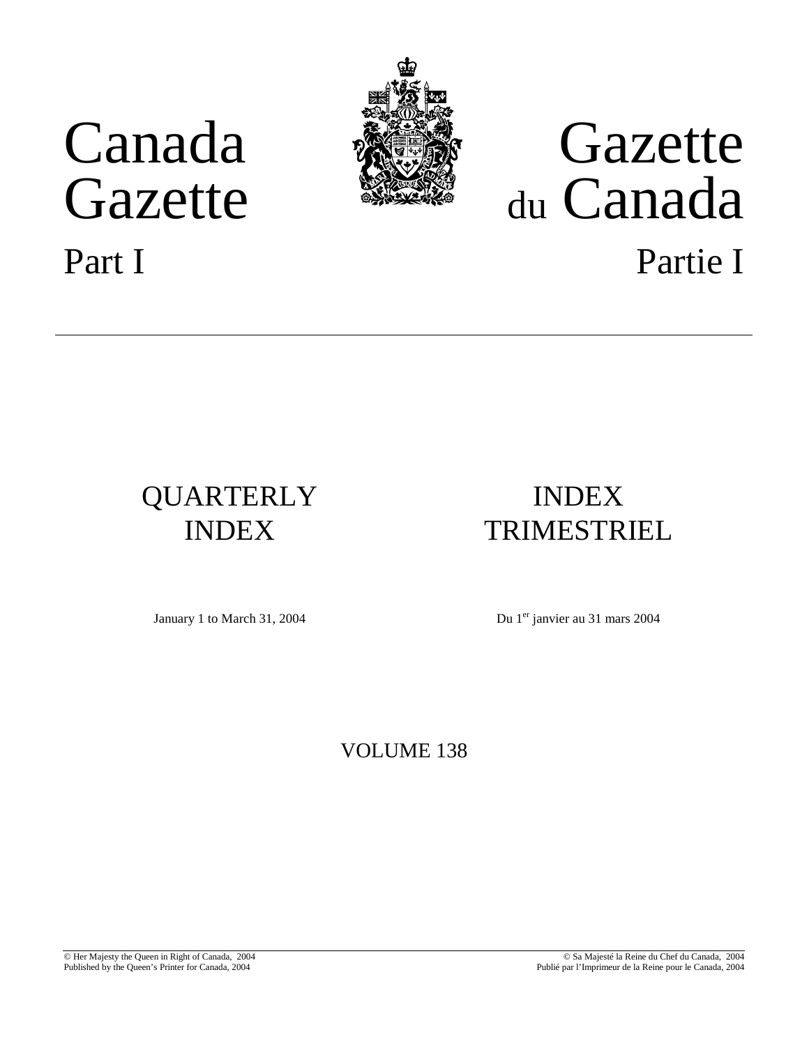# Canada Gazette

# Gazette du Canada

## Part I

## Partie I

## QUARTERLY INDEX

## INDEX TRIMESTRIEL

January 1 to March 31, 2004

Du 1er janvier au 31 mars 2004

VOLUME 138

© Her Majesty the Queen in Right of Canada, 2004
Published by the Queen's Printer for Canada, 2004

© Sa Majesté la Reine du Chef du Canada, 2004
Publié par l'Imprimeur de la Reine pour le Canada, 2004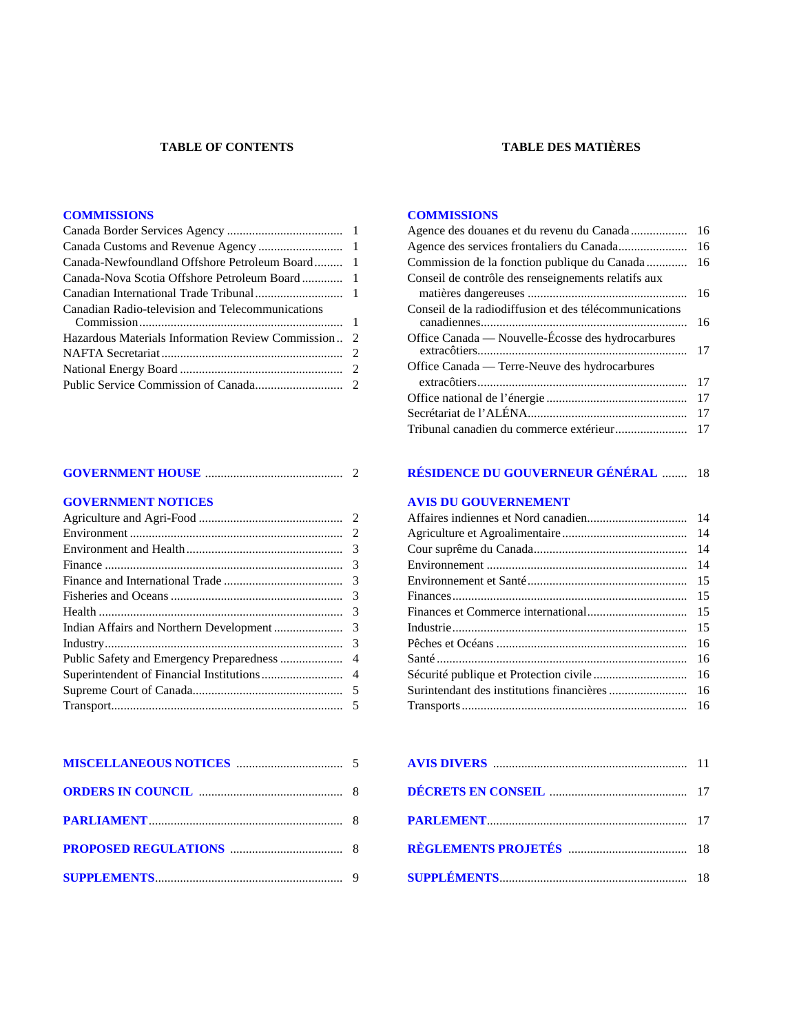## TABLE OF CONTENTS

### COMMISSIONS

| | |
|---|---|
| Canada Border Services Agency | 1 |
| Canada Customs and Revenue Agency | 1 |
| Canada-Newfoundland Offshore Petroleum Board | 1 |
| Canada-Nova Scotia Offshore Petroleum Board | 1 |
| Canadian International Trade Tribunal | 1 |
| Canadian Radio-television and Telecommunications Commission | 1 |
| Hazardous Materials Information Review Commission | 2 |
| NAFTA Secretariat | 2 |
| National Energy Board | 2 |
| Public Service Commission of Canada | 2 |

### GOVERNMENT HOUSE ... 2

### GOVERNMENT NOTICES

| | |
|---|---|
| Agriculture and Agri-Food | 2 |
| Environment | 2 |
| Environment and Health | 3 |
| Finance | 3 |
| Finance and International Trade | 3 |
| Fisheries and Oceans | 3 |
| Health | 3 |
| Indian Affairs and Northern Development | 3 |
| Industry | 3 |
| Public Safety and Emergency Preparedness | 4 |
| Superintendent of Financial Institutions | 4 |
| Supreme Court of Canada | 5 |
| Transport | 5 |

### MISCELLANEOUS NOTICES ... 5

### ORDERS IN COUNCIL ... 8

### PARLIAMENT ... 8

### PROPOSED REGULATIONS ... 8

### SUPPLEMENTS ... 9

## TABLE DES MATIÈRES

### COMMISSIONS

| | |
|---|---|
| Agence des douanes et du revenu du Canada | 16 |
| Agence des services frontaliers du Canada | 16 |
| Commission de la fonction publique du Canada | 16 |
| Conseil de contrôle des renseignements relatifs aux matières dangereuses | 16 |
| Conseil de la radiodiffusion et des télécommunications canadiennes | 16 |
| Office Canada — Nouvelle-Écosse des hydrocarbures extracôtiers | 17 |
| Office Canada — Terre-Neuve des hydrocarbures extracôtiers | 17 |
| Office national de l'énergie | 17 |
| Secrétariat de l'ALÉNA | 17 |
| Tribunal canadien du commerce extérieur | 17 |

### RÉSIDENCE DU GOUVERNEUR GÉNÉRAL ... 18

### AVIS DU GOUVERNEMENT

| | |
|---|---|
| Affaires indiennes et Nord canadien | 14 |
| Agriculture et Agroalimentaire | 14 |
| Cour suprême du Canada | 14 |
| Environnement | 14 |
| Environnement et Santé | 15 |
| Finances | 15 |
| Finances et Commerce international | 15 |
| Industrie | 15 |
| Pêches et Océans | 16 |
| Santé | 16 |
| Sécurité publique et Protection civile | 16 |
| Surintendant des institutions financières | 16 |
| Transports | 16 |

### AVIS DIVERS ... 11

### DÉCRETS EN CONSEIL ... 17

### PARLEMENT ... 17

### RÈGLEMENTS PROJETÉS ... 18

### SUPPLÉMENTS ... 18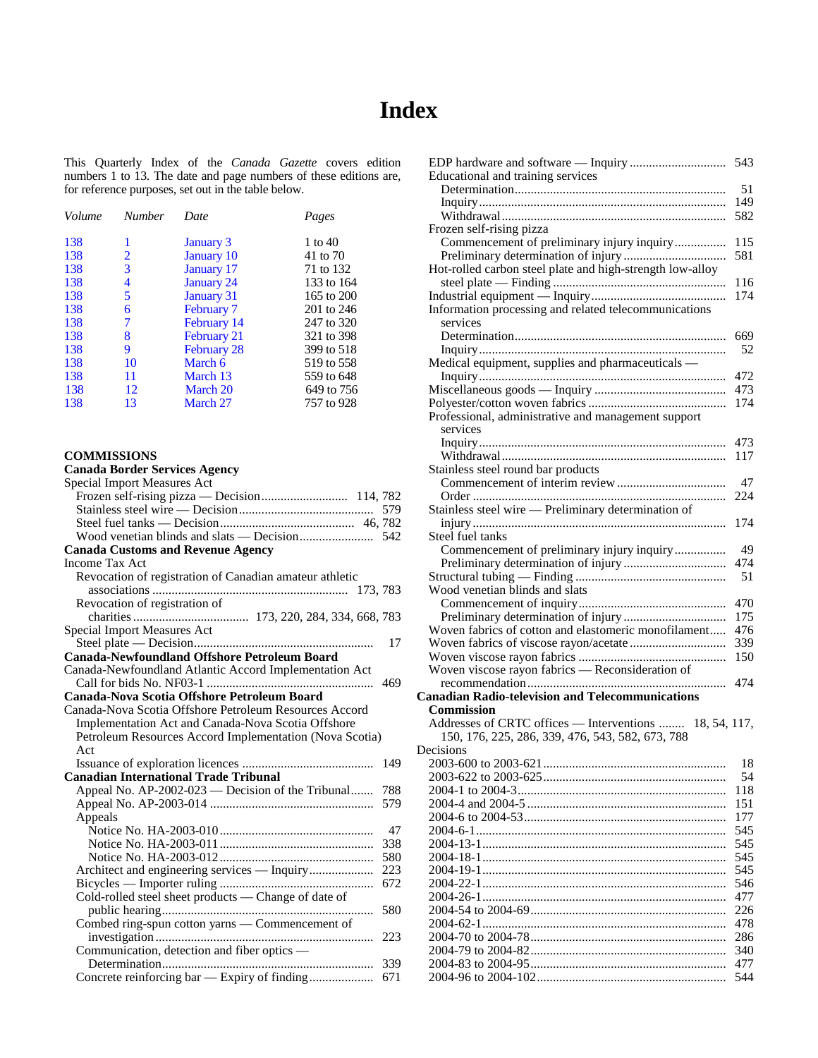# Index

This Quarterly Index of the *Canada Gazette* covers edition numbers 1 to 13. The date and page numbers of these editions are, for reference purposes, set out in the table below.

| *Volume* | *Number* | *Date* | *Pages* |
|---|---|---|---|
| 138 | 1 | January 3 | 1 to 40 |
| 138 | 2 | January 10 | 41 to 70 |
| 138 | 3 | January 17 | 71 to 132 |
| 138 | 4 | January 24 | 133 to 164 |
| 138 | 5 | January 31 | 165 to 200 |
| 138 | 6 | February 7 | 201 to 246 |
| 138 | 7 | February 14 | 247 to 320 |
| 138 | 8 | February 21 | 321 to 398 |
| 138 | 9 | February 28 | 399 to 518 |
| 138 | 10 | March 6 | 519 to 558 |
| 138 | 11 | March 13 | 559 to 648 |
| 138 | 12 | March 20 | 649 to 756 |
| 138 | 13 | March 27 | 757 to 928 |

**COMMISSIONS**

**Canada Border Services Agency**

Special Import Measures Act
- Frozen self-rising pizza — Decision ........ 114, 782
- Stainless steel wire — Decision ........ 579
- Steel fuel tanks — Decision ........ 46, 782
- Wood venetian blinds and slats — Decision ........ 542

**Canada Customs and Revenue Agency**

Income Tax Act
- Revocation of registration of Canadian amateur athletic associations ........ 173, 783
- Revocation of registration of charities ........ 173, 220, 284, 334, 668, 783

Special Import Measures Act
- Steel plate — Decision ........ 17

**Canada-Newfoundland Offshore Petroleum Board**

Canada-Newfoundland Atlantic Accord Implementation Act
- Call for bids No. NF03-1 ........ 469

**Canada-Nova Scotia Offshore Petroleum Board**

Canada-Nova Scotia Offshore Petroleum Resources Accord Implementation Act and Canada-Nova Scotia Offshore Petroleum Resources Accord Implementation (Nova Scotia) Act
- Issuance of exploration licences ........ 149

**Canadian International Trade Tribunal**

- Appeal No. AP-2002-023 — Decision of the Tribunal ........ 788
- Appeal No. AP-2003-014 ........ 579
- Appeals
  - Notice No. HA-2003-010 ........ 47
  - Notice No. HA-2003-011 ........ 338
  - Notice No. HA-2003-012 ........ 580
- Architect and engineering services — Inquiry ........ 223
- Bicycles — Importer ruling ........ 672
- Cold-rolled steel sheet products — Change of date of public hearing ........ 580
- Combed ring-spun cotton yarns — Commencement of investigation ........ 223
- Communication, detection and fiber optics — Determination ........ 339
- Concrete reinforcing bar — Expiry of finding ........ 671
- EDP hardware and software — Inquiry ........ 543
- Educational and training services
  - Determination ........ 51
  - Inquiry ........ 149
  - Withdrawal ........ 582
- Frozen self-rising pizza
  - Commencement of preliminary injury inquiry ........ 115
  - Preliminary determination of injury ........ 581
- Hot-rolled carbon steel plate and high-strength low-alloy steel plate — Finding ........ 116
- Industrial equipment — Inquiry ........ 174
- Information processing and related telecommunications services
  - Determination ........ 669
  - Inquiry ........ 52
- Medical equipment, supplies and pharmaceuticals — Inquiry ........ 472
- Miscellaneous goods — Inquiry ........ 473
- Polyester/cotton woven fabrics ........ 174
- Professional, administrative and management support services
  - Inquiry ........ 473
  - Withdrawal ........ 117
- Stainless steel round bar products
  - Commencement of interim review ........ 47
  - Order ........ 224
- Stainless steel wire — Preliminary determination of injury ........ 174
- Steel fuel tanks
  - Commencement of preliminary injury inquiry ........ 49
  - Preliminary determination of injury ........ 474
- Structural tubing — Finding ........ 51
- Wood venetian blinds and slats
  - Commencement of inquiry ........ 470
  - Preliminary determination of injury ........ 175
- Woven fabrics of cotton and elastomeric monofilament ........ 476
- Woven fabrics of viscose rayon/acetate ........ 339
- Woven viscose rayon fabrics ........ 150
- Woven viscose rayon fabrics — Reconsideration of recommendation ........ 474

**Canadian Radio-television and Telecommunications Commission**

- Addresses of CRTC offices — Interventions ........ 18, 54, 117, 150, 176, 225, 286, 339, 476, 543, 582, 673, 788

Decisions
- 2003-600 to 2003-621 ........ 18
- 2003-622 to 2003-625 ........ 54
- 2004-1 to 2004-3 ........ 118
- 2004-4 and 2004-5 ........ 151
- 2004-6 to 2004-53 ........ 177
- 2004-6-1 ........ 545
- 2004-13-1 ........ 545
- 2004-18-1 ........ 545
- 2004-19-1 ........ 545
- 2004-22-1 ........ 546
- 2004-26-1 ........ 477
- 2004-54 to 2004-69 ........ 226
- 2004-62-1 ........ 478
- 2004-70 to 2004-78 ........ 286
- 2004-79 to 2004-82 ........ 340
- 2004-83 to 2004-95 ........ 477
- 2004-96 to 2004-102 ........ 544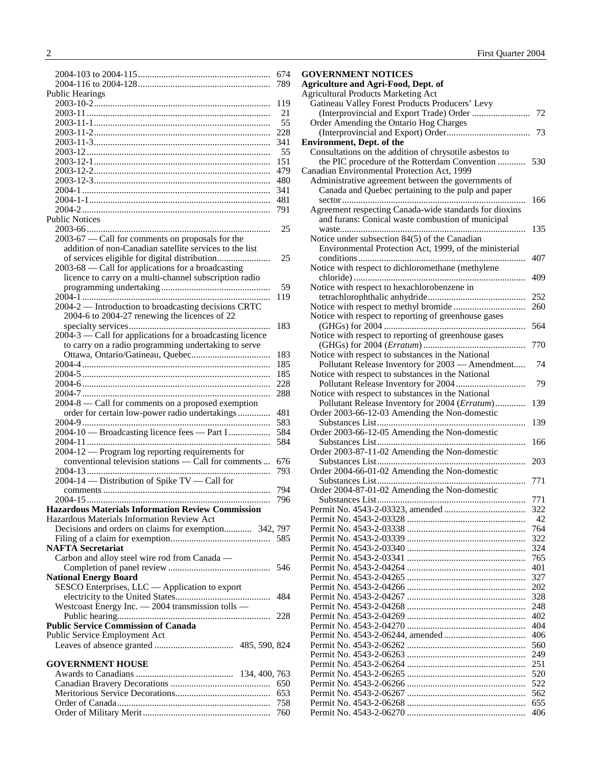2004-103 to 2004-115 ... 674
2004-116 to 2004-128 ... 789

Public Hearings
- 2003-10-2 ... 119
- 2003-11 ... 21
- 2003-11-1 ... 55
- 2003-11-2 ... 228
- 2003-11-3 ... 341
- 2003-12 ... 55
- 2003-12-1 ... 151
- 2003-12-2 ... 479
- 2003-12-3 ... 480
- 2004-1 ... 341
- 2004-1-1 ... 481
- 2004-2 ... 791

Public Notices
- 2003-66 ... 25
- 2003-67 — Call for comments on proposals for the addition of non-Canadian satellite services to the list of services eligible for digital distribution ... 25
- 2003-68 — Call for applications for a broadcasting licence to carry on a multi-channel subscription radio programming undertaking ... 59
- 2004-1 ... 119
- 2004-2 — Introduction to broadcasting decisions CRTC 2004-6 to 2004-27 renewing the licences of 22 specialty services ... 183
- 2004-3 — Call for applications for a broadcasting licence to carry on a radio programming undertaking to serve Ottawa, Ontario/Gatineau, Quebec ... 183
- 2004-4 ... 185
- 2004-5 ... 185
- 2004-6 ... 228
- 2004-7 ... 288
- 2004-8 — Call for comments on a proposed exemption order for certain low-power radio undertakings ... 481
- 2004-9 ... 583
- 2004-10 — Broadcasting licence fees — Part I ... 584
- 2004-11 ... 584
- 2004-12 — Program log reporting requirements for conventional television stations — Call for comments ... 676
- 2004-13 ... 793
- 2004-14 — Distribution of Spike TV — Call for comments ... 794
- 2004-15 ... 796

**Hazardous Materials Information Review Commission**

Hazardous Materials Information Review Act
- Decisions and orders on claims for exemption ... 342, 797
- Filing of a claim for exemption ... 585

**NAFTA Secretariat**
- Carbon and alloy steel wire rod from Canada — Completion of panel review ... 546

**National Energy Board**
- SESCO Enterprises, LLC — Application to export electricity to the United States ... 484
- Westcoast Energy Inc. — 2004 transmission tolls — Public hearing ... 228

**Public Service Commission of Canada**

Public Service Employment Act
- Leaves of absence granted ... 485, 590, 824

**GOVERNMENT HOUSE**
- Awards to Canadians ... 134, 400, 763
- Canadian Bravery Decorations ... 650
- Meritorious Service Decorations ... 653
- Order of Canada ... 758
- Order of Military Merit ... 760

**GOVERNMENT NOTICES**

**Agriculture and Agri-Food, Dept. of**

Agricultural Products Marketing Act
- Gatineau Valley Forest Products Producers' Levy (Interprovincial and Export Trade) Order ... 72
- Order Amending the Ontario Hog Charges (Interprovincial and Export) Order ... 73

**Environment, Dept. of the**
- Consultations on the addition of chrysotile asbestos to the PIC procedure of the Rotterdam Convention ... 530

Canadian Environmental Protection Act, 1999
- Administrative agreement between the governments of Canada and Quebec pertaining to the pulp and paper sector ... 166
- Agreement respecting Canada-wide standards for dioxins and furans: Conical waste combustion of municipal waste ... 135
- Notice under subsection 84(5) of the Canadian Environmental Protection Act, 1999, of the ministerial conditions ... 407
- Notice with respect to dichloromethane (methylene chloride) ... 409
- Notice with respect to hexachlorobenzene in tetrachlorophthalic anhydride ... 252
- Notice with respect to methyl bromide ... 260
- Notice with respect to reporting of greenhouse gases (GHGs) for 2004 ... 564
- Notice with respect to reporting of greenhouse gases (GHGs) for 2004 (*Erratum*) ... 770
- Notice with respect to substances in the National Pollutant Release Inventory for 2003 — Amendment ... 74
- Notice with respect to substances in the National Pollutant Release Inventory for 2004 ... 79
- Notice with respect to substances in the National Pollutant Release Inventory for 2004 (*Erratum*) ... 139
- Order 2003-66-12-03 Amending the Non-domestic Substances List ... 139
- Order 2003-66-12-05 Amending the Non-domestic Substances List ... 166
- Order 2003-87-11-02 Amending the Non-domestic Substances List ... 203
- Order 2004-66-01-02 Amending the Non-domestic Substances List ... 771
- Order 2004-87-01-02 Amending the Non-domestic Substances List ... 771
- Permit No. 4543-2-03323, amended ... 322
- Permit No. 4543-2-03328 ... 42
- Permit No. 4543-2-03338 ... 764
- Permit No. 4543-2-03339 ... 322
- Permit No. 4543-2-03340 ... 324
- Permit No. 4543-2-03341 ... 765
- Permit No. 4543-2-04264 ... 401
- Permit No. 4543-2-04265 ... 327
- Permit No. 4543-2-04266 ... 202
- Permit No. 4543-2-04267 ... 328
- Permit No. 4543-2-04268 ... 248
- Permit No. 4543-2-04269 ... 402
- Permit No. 4543-2-04270 ... 404
- Permit No. 4543-2-06244, amended ... 406
- Permit No. 4543-2-06262 ... 560
- Permit No. 4543-2-06263 ... 249
- Permit No. 4543-2-06264 ... 251
- Permit No. 4543-2-06265 ... 520
- Permit No. 4543-2-06266 ... 522
- Permit No. 4543-2-06267 ... 562
- Permit No. 4543-2-06268 ... 655
- Permit No. 4543-2-06270 ... 406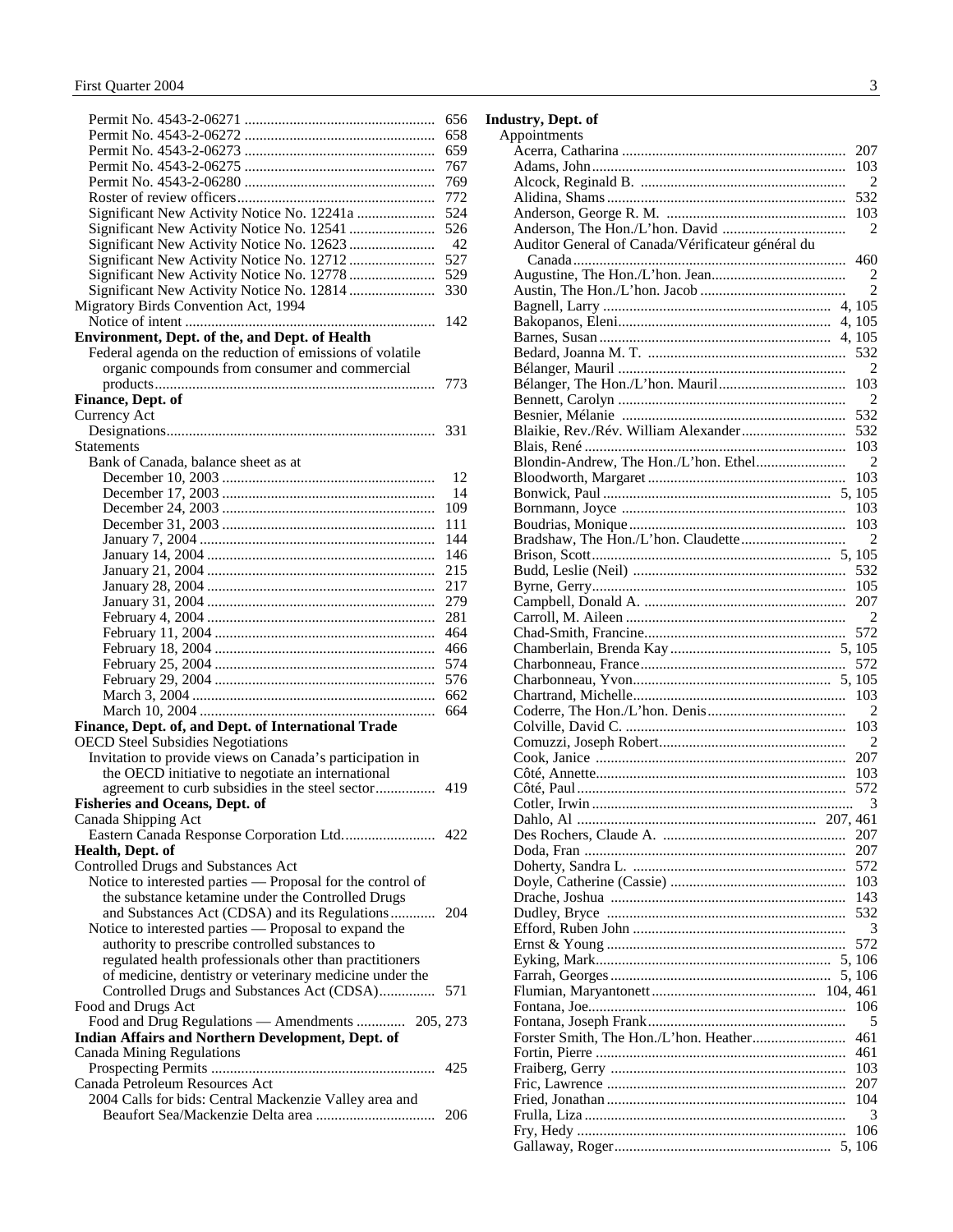Permit No. 4543-2-06271 .... 656
Permit No. 4543-2-06272 .... 658
Permit No. 4543-2-06273 .... 659
Permit No. 4543-2-06275 .... 767
Permit No. 4543-2-06280 .... 769
Roster of review officers .... 772
Significant New Activity Notice No. 12241a .... 524
Significant New Activity Notice No. 12541 .... 526
Significant New Activity Notice No. 12623 .... 42
Significant New Activity Notice No. 12712 .... 527
Significant New Activity Notice No. 12778 .... 529
Significant New Activity Notice No. 12814 .... 330

Migratory Birds Convention Act, 1994
Notice of intent .... 142

**Environment, Dept. of the, and Dept. of Health**

Federal agenda on the reduction of emissions of volatile organic compounds from consumer and commercial products .... 773

**Finance, Dept. of**

Currency Act
Designations .... 331

Statements
Bank of Canada, balance sheet as at
December 10, 2003 .... 12
December 17, 2003 .... 14
December 24, 2003 .... 109
December 31, 2003 .... 111
January 7, 2004 .... 144
January 14, 2004 .... 146
January 21, 2004 .... 215
January 28, 2004 .... 217
January 31, 2004 .... 279
February 4, 2004 .... 281
February 11, 2004 .... 464
February 18, 2004 .... 466
February 25, 2004 .... 574
February 29, 2004 .... 576
March 3, 2004 .... 662
March 10, 2004 .... 664

**Finance, Dept. of, and Dept. of International Trade**

OECD Steel Subsidies Negotiations
Invitation to provide views on Canada's participation in the OECD initiative to negotiate an international agreement to curb subsidies in the steel sector .... 419

**Fisheries and Oceans, Dept. of**

Canada Shipping Act
Eastern Canada Response Corporation Ltd. .... 422

**Health, Dept. of**

Controlled Drugs and Substances Act
Notice to interested parties — Proposal for the control of the substance ketamine under the Controlled Drugs and Substances Act (CDSA) and its Regulations .... 204
Notice to interested parties — Proposal to expand the authority to prescribe controlled substances to regulated health professionals other than practitioners of medicine, dentistry or veterinary medicine under the Controlled Drugs and Substances Act (CDSA) .... 571

Food and Drugs Act
Food and Drug Regulations — Amendments .... 205, 273

**Indian Affairs and Northern Development, Dept. of**

Canada Mining Regulations
Prospecting Permits .... 425

Canada Petroleum Resources Act
2004 Calls for bids: Central Mackenzie Valley area and Beaufort Sea/Mackenzie Delta area .... 206

**Industry, Dept. of**

Appointments
Acerra, Catharina .... 207
Adams, John .... 103
Alcock, Reginald B. .... 2
Alidina, Shams .... 532
Anderson, George R. M. .... 103
Anderson, The Hon./L'hon. David .... 2
Auditor General of Canada/Vérificateur général du Canada .... 460
Augustine, The Hon./L'hon. Jean .... 2
Austin, The Hon./L'hon. Jacob .... 2
Bagnell, Larry .... 4, 105
Bakopanos, Eleni .... 4, 105
Barnes, Susan .... 4, 105
Bedard, Joanna M. T. .... 532
Bélanger, Mauril .... 2
Bélanger, The Hon./L'hon. Mauril .... 103
Bennett, Carolyn .... 2
Besnier, Mélanie .... 532
Blaikie, Rev./Rév. William Alexander .... 532
Blais, René .... 103
Blondin-Andrew, The Hon./L'hon. Ethel .... 2
Bloodworth, Margaret .... 103
Bonwick, Paul .... 5, 105
Bornmann, Joyce .... 103
Boudrias, Monique .... 103
Bradshaw, The Hon./L'hon. Claudette .... 2
Brison, Scott .... 5, 105
Budd, Leslie (Neil) .... 532
Byrne, Gerry .... 105
Campbell, Donald A. .... 207
Carroll, M. Aileen .... 2
Chad-Smith, Francine .... 572
Chamberlain, Brenda Kay .... 5, 105
Charbonneau, France .... 572
Charbonneau, Yvon .... 5, 105
Chartrand, Michelle .... 103
Coderre, The Hon./L'hon. Denis .... 2
Colville, David C. .... 103
Comuzzi, Joseph Robert .... 2
Cook, Janice .... 207
Côté, Annette .... 103
Côté, Paul .... 572
Cotler, Irwin .... 3
Dahlo, Al .... 207, 461
Des Rochers, Claude A. .... 207
Doda, Fran .... 207
Doherty, Sandra L. .... 572
Doyle, Catherine (Cassie) .... 103
Drache, Joshua .... 143
Dudley, Bryce .... 532
Efford, Ruben John .... 3
Ernst & Young .... 572
Eyking, Mark .... 5, 106
Farrah, Georges .... 5, 106
Flumian, Maryantonett .... 104, 461
Fontana, Joe .... 106
Fontana, Joseph Frank .... 5
Forster Smith, The Hon./L'hon. Heather .... 461
Fortin, Pierre .... 461
Fraiberg, Gerry .... 103
Fric, Lawrence .... 207
Fried, Jonathan .... 104
Frulla, Liza .... 3
Fry, Hedy .... 106
Gallaway, Roger .... 5, 106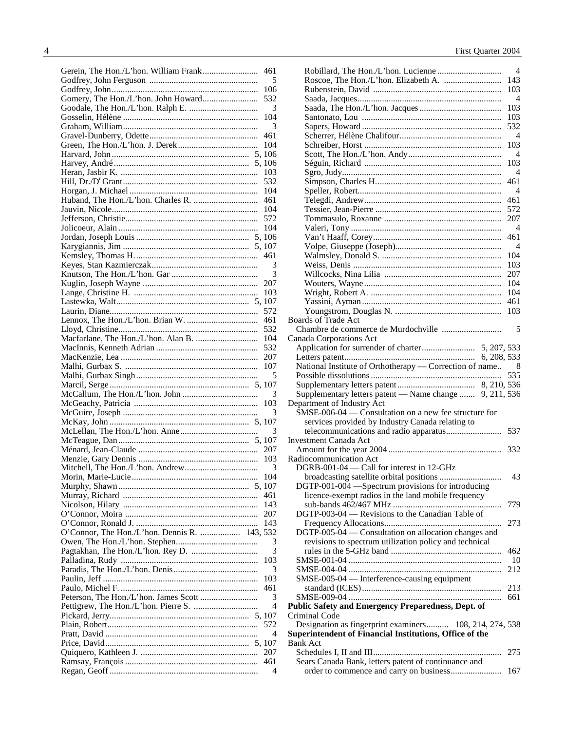Gerein, The Hon./L'hon. William Frank ........................ 461
Godfrey, John Ferguson ................................................ 5
Godfrey, John ................................................................ 106
Gomery, The Hon./L'hon. John Howard ........................ 532
Goodale, The Hon./L'hon. Ralph E. ............................... 3
Gosselin, Hélène ............................................................ 104
Graham, William ............................................................ 3
Gravel-Dunberry, Odette ................................................ 461
Green, The Hon./L'hon. J. Derek ................................... 104
Harvard, John ............................................................ 5, 106
Harvey, André ............................................................ 5, 106
Heran, Jasbir K. ............................................................. 103
Hill, Dr./Dr Grant ........................................................... 532
Horgan, J. Michael ......................................................... 104
Huband, The Hon./L'hon. Charles R. ............................ 461
Jauvin, Nicole ................................................................. 104
Jefferson, Christie ........................................................... 572
Jolicoeur, Alain .............................................................. 104
Jordan, Joseph Louis .................................................. 5, 106
Karygiannis, Jim ........................................................ 5, 107
Kemsley, Thomas H. ...................................................... 461
Keyes, Stan Kazmierczak ................................................ 3
Knutson, The Hon./L'hon. Gar ........................................ 3
Kuglin, Joseph Wayne ................................................... 207
Lange, Christine H. ........................................................ 103
Lastewka, Walt ........................................................... 5, 107
Laurin, Diane .................................................................. 572
Lennox, The Hon./L'hon. Brian W. ................................ 461
Lloyd, Christine .............................................................. 532
Macfarlane, The Hon./L'hon. Alan B. ............................ 104
MacInnis, Kenneth Adrian ............................................. 532
MacKenzie, Lea ............................................................. 207
Malhi, Gurbax S. ........................................................... 107
Malhi, Gurbax Singh ......................................................... 5
Marcil, Serge .............................................................. 5, 107
McCallum, The Hon./L'hon. John .................................... 3
McGeachy, Patricia ........................................................ 103
McGuire, Joseph ............................................................... 3
McKay, John ............................................................... 5, 107
McLellan, The Hon./L'hon. Anne .................................... 3
McTeague, Dan ............................................................ 5, 107
Ménard, Jean-Claude ..................................................... 207
Menzie, Gary Dennis ..................................................... 103
Mitchell, The Hon./L'hon. Andrew ................................... 3
Morin, Marie-Lucie ........................................................ 104
Murphy, Shawn ........................................................... 5, 107
Murray, Richard ............................................................ 461
Nicolson, Hilary ............................................................ 143
O'Connor, Moira ........................................................... 207
O'Connor, Ronald J. ...................................................... 143
O'Connor, The Hon./L'hon. Dennis R. .................. 143, 532
Owen, The Hon./L'hon. Stephen ...................................... 3
Pagtakhan, The Hon./L'hon. Rey D. ................................ 3
Palladina, Rudy ............................................................. 103
Paradis, The Hon./L'hon. Denis ....................................... 3
Paulin, Jeff .................................................................... 103
Paulo, Michel F. ............................................................ 461
Peterson, The Hon./L'hon. James Scott ............................ 3
Pettigrew, The Hon./L'hon. Pierre S. ............................... 4
Pickard, Jerry .............................................................. 5, 107
Plain, Robert .................................................................. 572
Pratt, David ....................................................................... 4
Price, David ................................................................. 5, 107
Quiquero, Kathleen J. .................................................... 207
Ramsay, François .......................................................... 461
Regan, Geoff ..................................................................... 4
Robillard, The Hon./L'hon. Lucienne ............................... 4
Roscoe, The Hon./L'hon. Elizabeth A. .......................... 143
Rubenstein, David ......................................................... 103
Saada, Jacques ................................................................... 4
Saada, The Hon./L'hon. Jacques .................................... 103
Santonato, Lou .............................................................. 103
Sapers, Howard ............................................................. 532
Scherrer, Hélène Chalifour ................................................ 4
Schreiber, Horst ............................................................. 103
Scott, The Hon./L'hon. Andy ............................................ 4
Séguin, Richard .............................................................. 103
Sgro, Judy .......................................................................... 4
Simpson, Charles H. ...................................................... 461
Speller, Robert .................................................................. 4
Telegdi, Andrew ............................................................ 461
Tessier, Jean-Pierre ........................................................ 572
Tommasulo, Roxanne .................................................... 207
Valeri, Tony ...................................................................... 4
Van't Haaff, Corey ......................................................... 461
Volpe, Giuseppe (Joseph) .................................................. 4
Walmsley, Donald S. ..................................................... 104
Weiss, Denis .................................................................. 103
Willcocks, Nina Lilia .................................................... 207
Wouters, Wayne ............................................................. 104
Wright, Robert A. .......................................................... 104
Yassini, Ayman .............................................................. 461
Youngstrom, Douglas N. ............................................... 103

Boards of Trade Act
- Chambre de commerce de Murdochville .......................... 5

Canada Corporations Act
- Application for surrender of charter ........................ 5, 207, 533
- Letters patent ......................................................... 6, 208, 533
- National Institute of Orthotherapy — Correction of name .. 8
- Possible dissolutions ....................................................... 535
- Supplementary letters patent ................................. 8, 210, 536
- Supplementary letters patent — Name change ....... 9, 211, 536

Department of Industry Act
- SMSE-006-04 — Consultation on a new fee structure for services provided by Industry Canada relating to telecommunications and radio apparatus ........................ 537

Investment Canada Act
- Amount for the year 2004 ................................................. 332

Radiocommunication Act
- DGRB-001-04 — Call for interest in 12-GHz broadcasting satellite orbital positions ........................... 43
- DGTP-001-004 —Spectrum provisions for introducing licence-exempt radios in the land mobile frequency sub-bands 462/467 MHz ................................................ 779
- DGTP-003-04 — Revisions to the Canadian Table of Frequency Allocations .................................................... 273
- DGTP-005-04 — Consultation on allocation changes and revisions to spectrum utilization policy and technical rules in the 5-GHz band ................................................ 462
- SMSE-001-04 ...................................................................... 10
- SMSE-004-04 .................................................................... 212
- SMSE-005-04 — Interference-causing equipment standard (ICES) .............................................................. 213
- SMSE-009-04 .................................................................... 661

**Public Safety and Emergency Preparedness, Dept. of**

Criminal Code
- Designation as fingerprint examiners .......... 108, 214, 274, 538

**Superintendent of Financial Institutions, Office of the**

Bank Act
- Schedules I, II and III ........................................................ 275
- Sears Canada Bank, letters patent of continuance and order to commence and carry on business ....................... 167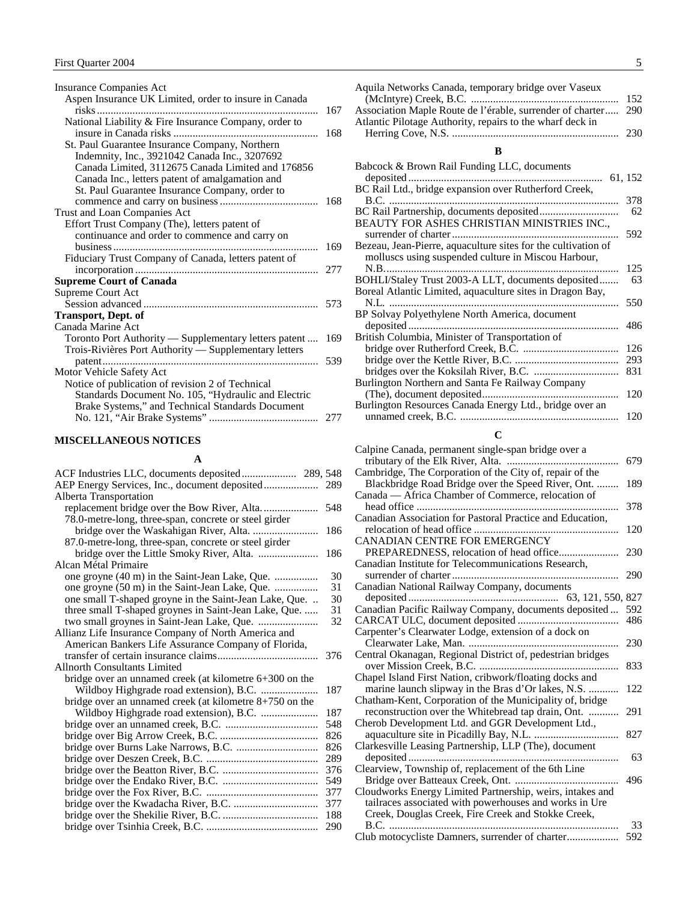Insurance Companies Act
- Aspen Insurance UK Limited, order to insure in Canada risks ... 167
- National Liability & Fire Insurance Company, order to insure in Canada risks ... 168
- St. Paul Guarantee Insurance Company, Northern Indemnity, Inc., 3921042 Canada Inc., 3207692 Canada Limited, 3112675 Canada Limited and 176856 Canada Inc., letters patent of amalgamation and St. Paul Guarantee Insurance Company, order to commence and carry on business ... 168

Trust and Loan Companies Act
- Effort Trust Company (The), letters patent of continuance and order to commence and carry on business ... 169
- Fiduciary Trust Company of Canada, letters patent of incorporation ... 277

**Supreme Court of Canada**

Supreme Court Act
- Session advanced ... 573

**Transport, Dept. of**

Canada Marine Act
- Toronto Port Authority — Supplementary letters patent ... 169
- Trois-Rivières Port Authority — Supplementary letters patent ... 539

Motor Vehicle Safety Act
- Notice of publication of revision 2 of Technical Standards Document No. 105, "Hydraulic and Electric Brake Systems," and Technical Standards Document No. 121, "Air Brake Systems" ... 277

## MISCELLANEOUS NOTICES

### A

ACF Industries LLC, documents deposited ... 289, 548

AEP Energy Services, Inc., document deposited ... 289

Alberta Transportation
- replacement bridge over the Bow River, Alta. ... 548
- 78.0-metre-long, three-span, concrete or steel girder bridge over the Waskahigan River, Alta. ... 186
- 87.0-metre-long, three-span, concrete or steel girder bridge over the Little Smoky River, Alta. ... 186

Alcan Métal Primaire
- one groyne (40 m) in the Saint-Jean Lake, Que. ... 30
- one groyne (50 m) in the Saint-Jean Lake, Que. ... 31
- one small T-shaped groyne in the Saint-Jean Lake, Que. .. 30
- three small T-shaped groynes in Saint-Jean Lake, Que. ... 31
- two small groynes in Saint-Jean Lake, Que. ... 32

Allianz Life Insurance Company of North America and American Bankers Life Assurance Company of Florida, transfer of certain insurance claims ... 376

Allnorth Consultants Limited
- bridge over an unnamed creek (at kilometre 6+300 on the Wildboy Highgrade road extension), B.C. ... 187
- bridge over an unnamed creek (at kilometre 8+750 on the Wildboy Highgrade road extension), B.C. ... 187
- bridge over an unnamed creek, B.C. ... 548
- bridge over Big Arrow Creek, B.C. ... 826
- bridge over Burns Lake Narrows, B.C. ... 826
- bridge over Deszen Creek, B.C. ... 289
- bridge over the Beatton River, B.C. ... 376
- bridge over the Endako River, B.C. ... 549
- bridge over the Fox River, B.C. ... 377
- bridge over the Kwadacha River, B.C. ... 377
- bridge over the Shekilie River, B.C. ... 188
- bridge over Tsinhia Creek, B.C. ... 290

Aquila Networks Canada, temporary bridge over Vaseux (McIntyre) Creek, B.C. ... 152

Association Maple Route de l'érable, surrender of charter ... 290

Atlantic Pilotage Authority, repairs to the wharf deck in Herring Cove, N.S. ... 230

### B

Babcock & Brown Rail Funding LLC, documents deposited ... 61, 152

BC Rail Ltd., bridge expansion over Rutherford Creek, B.C. ... 378

BC Rail Partnership, documents deposited ... 62

BEAUTY FOR ASHES CHRISTIAN MINISTRIES INC., surrender of charter ... 592

Bezeau, Jean-Pierre, aquaculture sites for the cultivation of molluscs using suspended culture in Miscou Harbour, N.B. ... 125

BOHLI/Staley Trust 2003-A LLT, documents deposited ... 63

Boreal Atlantic Limited, aquaculture sites in Dragon Bay, N.L. ... 550

BP Solvay Polyethylene North America, document deposited ... 486

British Columbia, Minister of Transportation of
- bridge over Rutherford Creek, B.C. ... 126
- bridge over the Kettle River, B.C. ... 293
- bridges over the Koksilah River, B.C. ... 831

Burlington Northern and Santa Fe Railway Company (The), document deposited ... 120

Burlington Resources Canada Energy Ltd., bridge over an unnamed creek, B.C. ... 120

### C

Calpine Canada, permanent single-span bridge over a tributary of the Elk River, Alta. ... 679

Cambridge, The Corporation of the City of, repair of the Blackbridge Road Bridge over the Speed River, Ont. ... 189

Canada — Africa Chamber of Commerce, relocation of head office ... 378

Canadian Association for Pastoral Practice and Education, relocation of head office ... 120

CANADIAN CENTRE FOR EMERGENCY PREPAREDNESS, relocation of head office ... 230

Canadian Institute for Telecommunications Research, surrender of charter ... 290

Canadian National Railway Company, documents deposited ... 63, 121, 550, 827

Canadian Pacific Railway Company, documents deposited ... 592

CARCAT ULC, document deposited ... 486

Carpenter's Clearwater Lodge, extension of a dock on Clearwater Lake, Man. ... 230

Central Okanagan, Regional District of, pedestrian bridges over Mission Creek, B.C. ... 833

Chapel Island First Nation, cribwork/floating docks and marine launch slipway in the Bras d'Or lakes, N.S. ... 122

Chatham-Kent, Corporation of the Municipality of, bridge reconstruction over the Whitebread tap drain, Ont. ... 291

Cherob Development Ltd. and GGR Development Ltd., aquaculture site in Picadilly Bay, N.L. ... 827

Clarkesville Leasing Partnership, LLP (The), document deposited ... 63

Clearview, Township of, replacement of the 6th Line Bridge over Batteaux Creek, Ont. ... 496

Cloudworks Energy Limited Partnership, weirs, intakes and tailraces associated with powerhouses and works in Ure Creek, Douglas Creek, Fire Creek and Stokke Creek, B.C. ... 33

Club motocycliste Damners, surrender of charter ... 592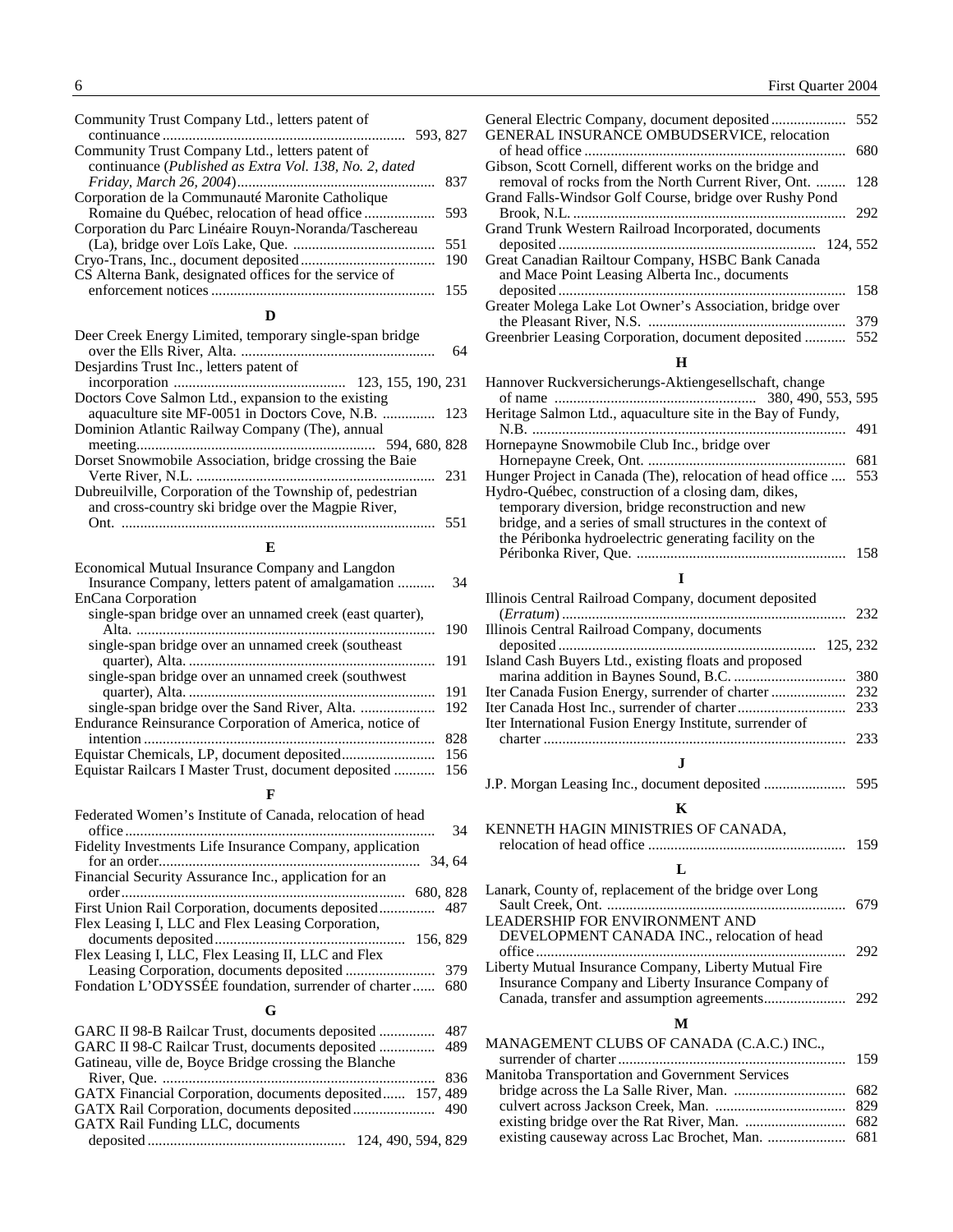Community Trust Company Ltd., letters patent of continuance ... 593, 827

Community Trust Company Ltd., letters patent of continuance (*Published as Extra Vol. 138, No. 2, dated Friday, March 26, 2004*) ... 837

Corporation de la Communauté Maronite Catholique Romaine du Québec, relocation of head office ... 593

Corporation du Parc Linéaire Rouyn-Noranda/Taschereau (La), bridge over Loïs Lake, Que. ... 551

Cryo-Trans, Inc., document deposited ... 190

CS Alterna Bank, designated offices for the service of enforcement notices ... 155

## D

Deer Creek Energy Limited, temporary single-span bridge over the Ells River, Alta. ... 64

Desjardins Trust Inc., letters patent of incorporation ... 123, 155, 190, 231

Doctors Cove Salmon Ltd., expansion to the existing aquaculture site MF-0051 in Doctors Cove, N.B. ... 123

Dominion Atlantic Railway Company (The), annual meeting ... 594, 680, 828

Dorset Snowmobile Association, bridge crossing the Baie Verte River, N.L. ... 231

Dubreuilville, Corporation of the Township of, pedestrian and cross-country ski bridge over the Magpie River, Ont. ... 551

## E

Economical Mutual Insurance Company and Langdon Insurance Company, letters patent of amalgamation ... 34

EnCana Corporation
- single-span bridge over an unnamed creek (east quarter), Alta. ... 190
- single-span bridge over an unnamed creek (southeast quarter), Alta. ... 191
- single-span bridge over an unnamed creek (southwest quarter), Alta. ... 191
- single-span bridge over the Sand River, Alta. ... 192

Endurance Reinsurance Corporation of America, notice of intention ... 828

Equistar Chemicals, LP, document deposited ... 156

Equistar Railcars I Master Trust, document deposited ... 156

## F

Federated Women's Institute of Canada, relocation of head office ... 34

Fidelity Investments Life Insurance Company, application for an order ... 34, 64

Financial Security Assurance Inc., application for an order ... 680, 828

First Union Rail Corporation, documents deposited ... 487

Flex Leasing I, LLC and Flex Leasing Corporation, documents deposited ... 156, 829

Flex Leasing I, LLC, Flex Leasing II, LLC and Flex Leasing Corporation, documents deposited ... 379

Fondation L'ODYSSÉE foundation, surrender of charter ... 680

## G

GARC II 98-B Railcar Trust, documents deposited ... 487

GARC II 98-C Railcar Trust, documents deposited ... 489

Gatineau, ville de, Boyce Bridge crossing the Blanche River, Que. ... 836

GATX Financial Corporation, documents deposited ... 157, 489

GATX Rail Corporation, documents deposited ... 490

GATX Rail Funding LLC, documents deposited ... 124, 490, 594, 829

General Electric Company, document deposited ... 552

GENERAL INSURANCE OMBUDSERVICE, relocation of head office ... 680

Gibson, Scott Cornell, different works on the bridge and removal of rocks from the North Current River, Ont. ... 128

Grand Falls-Windsor Golf Course, bridge over Rushy Pond Brook, N.L. ... 292

Grand Trunk Western Railroad Incorporated, documents deposited ... 124, 552

Great Canadian Railtour Company, HSBC Bank Canada and Mace Point Leasing Alberta Inc., documents deposited ... 158

Greater Molega Lake Lot Owner's Association, bridge over the Pleasant River, N.S. ... 379

Greenbrier Leasing Corporation, document deposited ... 552

## H

Hannover Ruckversicherungs-Aktiengesellschaft, change of name ... 380, 490, 553, 595

Heritage Salmon Ltd., aquaculture site in the Bay of Fundy, N.B. ... 491

Hornepayne Snowmobile Club Inc., bridge over Hornepayne Creek, Ont. ... 681

Hunger Project in Canada (The), relocation of head office ... 553

Hydro-Québec, construction of a closing dam, dikes, temporary diversion, bridge reconstruction and new bridge, and a series of small structures in the context of the Péribonka hydroelectric generating facility on the Péribonka River, Que. ... 158

## I

Illinois Central Railroad Company, document deposited (*Erratum*) ... 232

Illinois Central Railroad Company, documents deposited ... 125, 232

Island Cash Buyers Ltd., existing floats and proposed marina addition in Baynes Sound, B.C. ... 380

Iter Canada Fusion Energy, surrender of charter ... 232

Iter Canada Host Inc., surrender of charter ... 233

Iter International Fusion Energy Institute, surrender of charter ... 233

## J

J.P. Morgan Leasing Inc., document deposited ... 595

## K

KENNETH HAGIN MINISTRIES OF CANADA, relocation of head office ... 159

## L

Lanark, County of, replacement of the bridge over Long Sault Creek, Ont. ... 679

LEADERSHIP FOR ENVIRONMENT AND DEVELOPMENT CANADA INC., relocation of head office ... 292

Liberty Mutual Insurance Company, Liberty Mutual Fire Insurance Company and Liberty Insurance Company of Canada, transfer and assumption agreements ... 292

## M

MANAGEMENT CLUBS OF CANADA (C.A.C.) INC., surrender of charter ... 159

Manitoba Transportation and Government Services
- bridge across the La Salle River, Man. ... 682
- culvert across Jackson Creek, Man. ... 829
- existing bridge over the Rat River, Man. ... 682
- existing causeway across Lac Brochet, Man. ... 681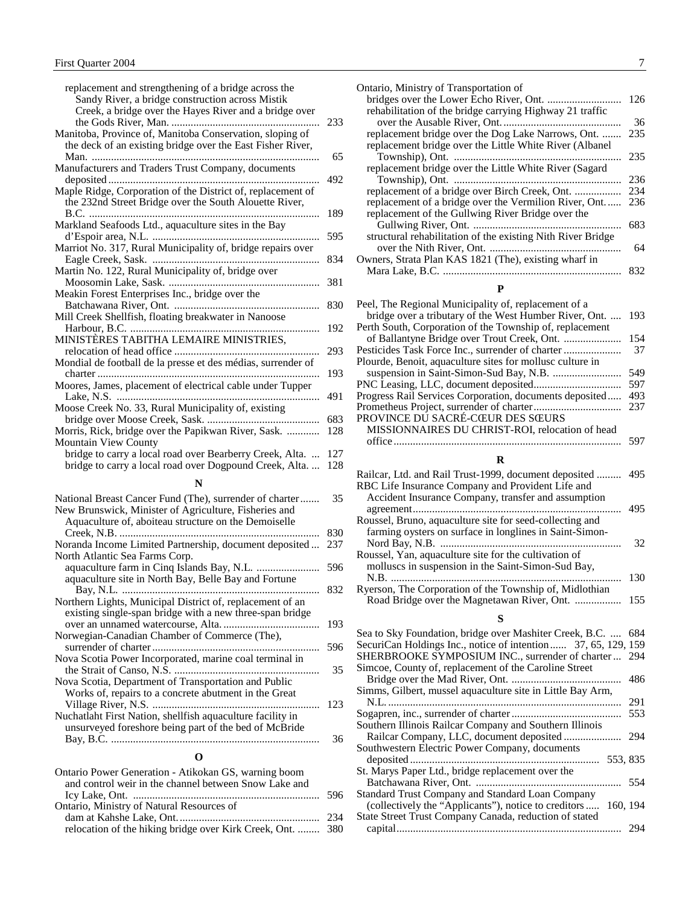replacement and strengthening of a bridge across the Sandy River, a bridge construction across Mistik Creek, a bridge over the Hayes River and a bridge over the Gods River, Man. ..... 233

Manitoba, Province of, Manitoba Conservation, sloping of the deck of an existing bridge over the East Fisher River, Man. ..... 65

Manufacturers and Traders Trust Company, documents deposited ..... 492

Maple Ridge, Corporation of the District of, replacement of the 232nd Street Bridge over the South Alouette River, B.C. ..... 189

Markland Seafoods Ltd., aquaculture sites in the Bay d'Espoir area, N.L. ..... 595

Marriot No. 317, Rural Municipality of, bridge repairs over Eagle Creek, Sask. ..... 834

Martin No. 122, Rural Municipality of, bridge over Moosomin Lake, Sask. ..... 381

Meakin Forest Enterprises Inc., bridge over the Batchawana River, Ont. ..... 830

Mill Creek Shellfish, floating breakwater in Nanoose Harbour, B.C. ..... 192

MINISTÈRES TABITHA LEMAIRE MINISTRIES, relocation of head office ..... 293

Mondial de football de la presse et des médias, surrender of charter ..... 193

Moores, James, placement of electrical cable under Tupper Lake, N.S. ..... 491

Moose Creek No. 33, Rural Municipality of, existing bridge over Moose Creek, Sask. ..... 683

Morris, Rick, bridge over the Papikwan River, Sask. ..... 128

Mountain View County
- bridge to carry a local road over Bearberry Creek, Alta. ..... 127
- bridge to carry a local road over Dogpound Creek, Alta. ..... 128

## N

National Breast Cancer Fund (The), surrender of charter ..... 35

New Brunswick, Minister of Agriculture, Fisheries and Aquaculture of, aboiteau structure on the Demoiselle Creek, N.B. ..... 830

Noranda Income Limited Partnership, document deposited ..... 237

North Atlantic Sea Farms Corp.
- aquaculture farm in Cinq Islands Bay, N.L. ..... 596
- aquaculture site in North Bay, Belle Bay and Fortune Bay, N.L. ..... 832

Northern Lights, Municipal District of, replacement of an existing single-span bridge with a new three-span bridge over an unnamed watercourse, Alta. ..... 193

Norwegian-Canadian Chamber of Commerce (The), surrender of charter ..... 596

Nova Scotia Power Incorporated, marine coal terminal in the Strait of Canso, N.S. ..... 35

Nova Scotia, Department of Transportation and Public Works of, repairs to a concrete abutment in the Great Village River, N.S. ..... 123

Nuchatlaht First Nation, shellfish aquaculture facility in unsurveyed foreshore being part of the bed of McBride Bay, B.C. ..... 36

## O

Ontario Power Generation - Atikokan GS, warning boom and control weir in the channel between Snow Lake and Icy Lake, Ont. ..... 596

Ontario, Ministry of Natural Resources of
- dam at Kahshe Lake, Ont. ..... 234
- relocation of the hiking bridge over Kirk Creek, Ont. ..... 380

Ontario, Ministry of Transportation of
- bridges over the Lower Echo River, Ont. ..... 126
- rehabilitation of the bridge carrying Highway 21 traffic over the Ausable River, Ont. ..... 36
- replacement bridge over the Dog Lake Narrows, Ont. ..... 235
- replacement bridge over the Little White River (Albanel Township), Ont. ..... 235
- replacement bridge over the Little White River (Sagard Township), Ont. ..... 236
- replacement of a bridge over Birch Creek, Ont. ..... 234
- replacement of a bridge over the Vermilion River, Ont. ..... 236
- replacement of the Gullwing River Bridge over the Gullwing River, Ont. ..... 683
- structural rehabilitation of the existing Nith River Bridge over the Nith River, Ont. ..... 64

Owners, Strata Plan KAS 1821 (The), existing wharf in Mara Lake, B.C. ..... 832

## P

Peel, The Regional Municipality of, replacement of a bridge over a tributary of the West Humber River, Ont. ..... 193

Perth South, Corporation of the Township of, replacement of Ballantyne Bridge over Trout Creek, Ont. ..... 154

Pesticides Task Force Inc., surrender of charter ..... 37

Plourde, Benoit, aquaculture sites for mollusc culture in suspension in Saint-Simon-Sud Bay, N.B. ..... 549

PNC Leasing, LLC, document deposited ..... 597

Progress Rail Services Corporation, documents deposited ..... 493

Prometheus Project, surrender of charter ..... 237

PROVINCE DU SACRÉ-CŒUR DES SŒURS MISSIONNAIRES DU CHRIST-ROI, relocation of head office ..... 597

## R

Railcar, Ltd. and Rail Trust-1999, document deposited ..... 495

RBC Life Insurance Company and Provident Life and Accident Insurance Company, transfer and assumption agreement ..... 495

Roussel, Bruno, aquaculture site for seed-collecting and farming oysters on surface in longlines in Saint-Simon-Nord Bay, N.B. ..... 32

Roussel, Yan, aquaculture site for the cultivation of molluscs in suspension in the Saint-Simon-Sud Bay, N.B. ..... 130

Ryerson, The Corporation of the Township of, Midlothian Road Bridge over the Magnetawan River, Ont. ..... 155

## S

Sea to Sky Foundation, bridge over Mashiter Creek, B.C. ..... 684

SecuriCan Holdings Inc., notice of intention ..... 37, 65, 129, 159

SHERBROOKE SYMPOSIUM INC., surrender of charter ..... 294

Simcoe, County of, replacement of the Caroline Street Bridge over the Mad River, Ont. ..... 486

Simms, Gilbert, mussel aquaculture site in Little Bay Arm, N.L. ..... 291

Sogapren, inc., surrender of charter ..... 553

Southern Illinois Railcar Company and Southern Illinois Railcar Company, LLC, document deposited ..... 294

Southwestern Electric Power Company, documents deposited ..... 553, 835

St. Marys Paper Ltd., bridge replacement over the Batchawana River, Ont. ..... 554

Standard Trust Company and Standard Loan Company (collectively the "Applicants"), notice to creditors ..... 160, 194

State Street Trust Company Canada, reduction of stated capital ..... 294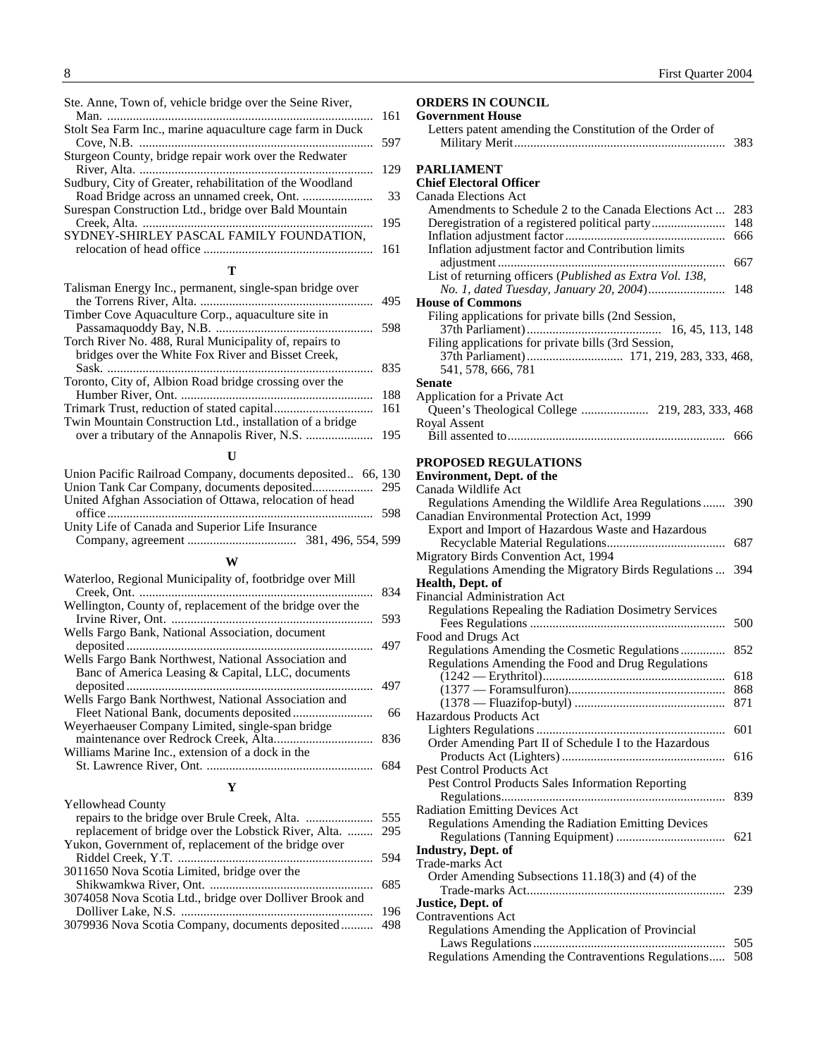Ste. Anne, Town of, vehicle bridge over the Seine River, Man. .... 161
Stolt Sea Farm Inc., marine aquaculture cage farm in Duck Cove, N.B. .... 597
Sturgeon County, bridge repair work over the Redwater River, Alta. .... 129
Sudbury, City of Greater, rehabilitation of the Woodland Road Bridge across an unnamed creek, Ont. .... 33
Surespan Construction Ltd., bridge over Bald Mountain Creek, Alta. .... 195
SYDNEY-SHIRLEY PASCAL FAMILY FOUNDATION, relocation of head office .... 161

**T**

Talisman Energy Inc., permanent, single-span bridge over the Torrens River, Alta. .... 495
Timber Cove Aquaculture Corp., aquaculture site in Passamaquoddy Bay, N.B. .... 598
Torch River No. 488, Rural Municipality of, repairs to bridges over the White Fox River and Bisset Creek, Sask. .... 835
Toronto, City of, Albion Road bridge crossing over the Humber River, Ont. .... 188
Trimark Trust, reduction of stated capital .... 161
Twin Mountain Construction Ltd., installation of a bridge over a tributary of the Annapolis River, N.S. .... 195

**U**

Union Pacific Railroad Company, documents deposited .. 66, 130
Union Tank Car Company, documents deposited .... 295
United Afghan Association of Ottawa, relocation of head office .... 598
Unity Life of Canada and Superior Life Insurance Company, agreement .... 381, 496, 554, 599

**W**

Waterloo, Regional Municipality of, footbridge over Mill Creek, Ont. .... 834
Wellington, County of, replacement of the bridge over the Irvine River, Ont. .... 593
Wells Fargo Bank, National Association, document deposited .... 497
Wells Fargo Bank Northwest, National Association and Banc of America Leasing & Capital, LLC, documents deposited .... 497
Wells Fargo Bank Northwest, National Association and Fleet National Bank, documents deposited .... 66
Weyerhaeuser Company Limited, single-span bridge maintenance over Redrock Creek, Alta. .... 836
Williams Marine Inc., extension of a dock in the St. Lawrence River, Ont. .... 684

**Y**

Yellowhead County
- repairs to the bridge over Brule Creek, Alta. .... 555
- replacement of bridge over the Lobstick River, Alta. .... 295

Yukon, Government of, replacement of the bridge over Riddel Creek, Y.T. .... 594
3011650 Nova Scotia Limited, bridge over the Shikwamkwa River, Ont. .... 685
3074058 Nova Scotia Ltd., bridge over Dolliver Brook and Dolliver Lake, N.S. .... 196
3079936 Nova Scotia Company, documents deposited .... 498

## ORDERS IN COUNCIL

**Government House**

Letters patent amending the Constitution of the Order of Military Merit .... 383

## PARLIAMENT

**Chief Electoral Officer**

Canada Elections Act
- Amendments to Schedule 2 to the Canada Elections Act ... 283
- Deregistration of a registered political party .... 148
- Inflation adjustment factor .... 666
- Inflation adjustment factor and Contribution limits adjustment .... 667
- List of returning officers (*Published as Extra Vol. 138, No. 1, dated Tuesday, January 20, 2004*) .... 148

**House of Commons**

- Filing applications for private bills (2nd Session, 37th Parliament) .... 16, 45, 113, 148
- Filing applications for private bills (3rd Session, 37th Parliament) .... 171, 219, 283, 333, 468, 541, 578, 666, 781

**Senate**

Application for a Private Act
- Queen's Theological College .... 219, 283, 333, 468

Royal Assent
- Bill assented to .... 666

## PROPOSED REGULATIONS

**Environment, Dept. of the**

Canada Wildlife Act
- Regulations Amending the Wildlife Area Regulations .... 390

Canadian Environmental Protection Act, 1999
- Export and Import of Hazardous Waste and Hazardous Recyclable Material Regulations .... 687

Migratory Birds Convention Act, 1994
- Regulations Amending the Migratory Birds Regulations ... 394

**Health, Dept. of**

Financial Administration Act
- Regulations Repealing the Radiation Dosimetry Services Fees Regulations .... 500

Food and Drugs Act
- Regulations Amending the Cosmetic Regulations .... 852
- Regulations Amending the Food and Drug Regulations
  - (1242 — Erythritol) .... 618
  - (1377 — Foramsulfuron) .... 868
  - (1378 — Fluazifop-butyl) .... 871

Hazardous Products Act
- Lighters Regulations .... 601
- Order Amending Part II of Schedule I to the Hazardous Products Act (Lighters) .... 616

Pest Control Products Act
- Pest Control Products Sales Information Reporting Regulations .... 839

Radiation Emitting Devices Act
- Regulations Amending the Radiation Emitting Devices Regulations (Tanning Equipment) .... 621

**Industry, Dept. of**

Trade-marks Act
- Order Amending Subsections 11.18(3) and (4) of the Trade-marks Act .... 239

**Justice, Dept. of**

Contraventions Act
- Regulations Amending the Application of Provincial Laws Regulations .... 505
- Regulations Amending the Contraventions Regulations .... 508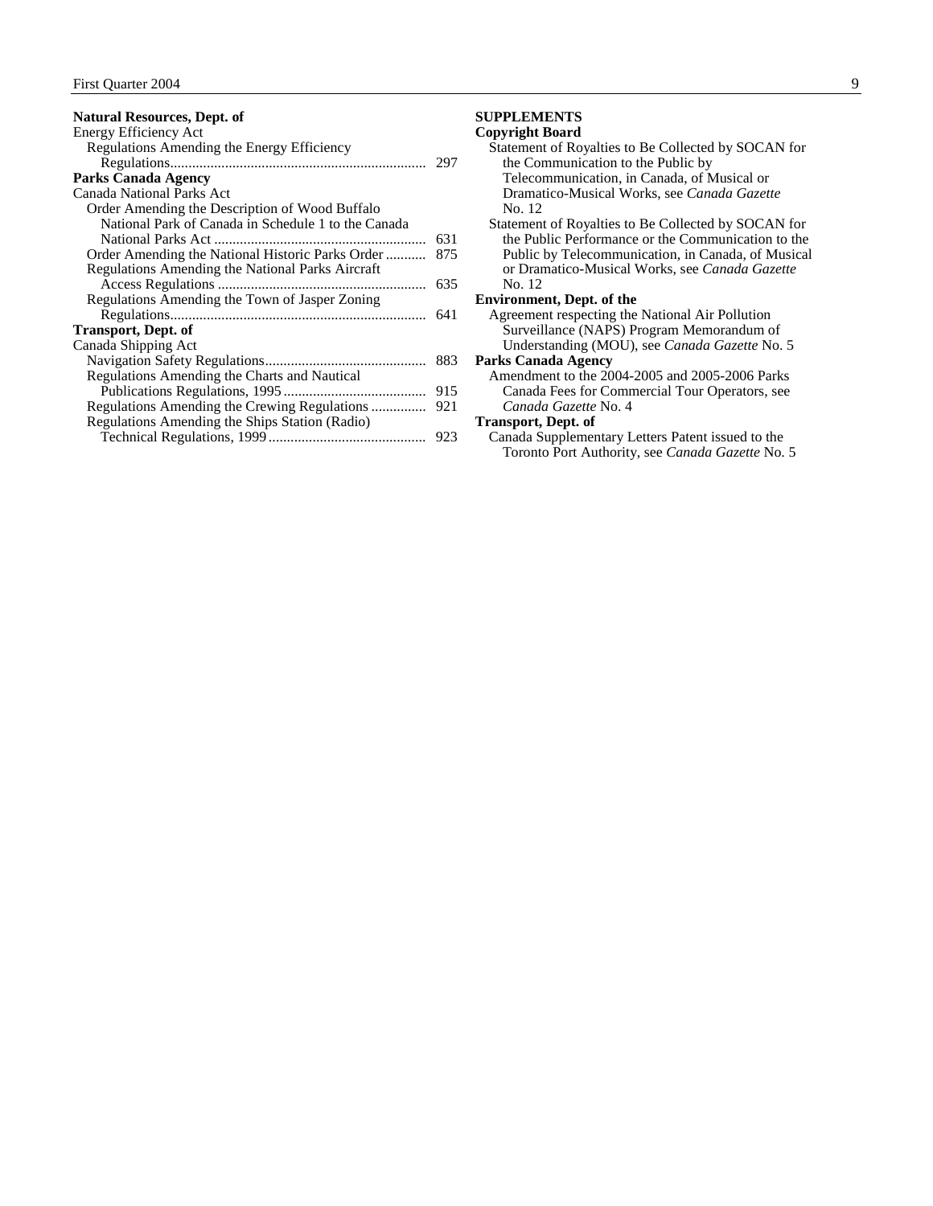**Natural Resources, Dept. of**

Energy Efficiency Act

- Regulations Amending the Energy Efficiency Regulations ........ 297

**Parks Canada Agency**

Canada National Parks Act

- Order Amending the Description of Wood Buffalo National Park of Canada in Schedule 1 to the Canada National Parks Act ........ 631
- Order Amending the National Historic Parks Order ........ 875
- Regulations Amending the National Parks Aircraft Access Regulations ........ 635
- Regulations Amending the Town of Jasper Zoning Regulations ........ 641

**Transport, Dept. of**

Canada Shipping Act

- Navigation Safety Regulations ........ 883
- Regulations Amending the Charts and Nautical Publications Regulations, 1995 ........ 915
- Regulations Amending the Crewing Regulations ........ 921
- Regulations Amending the Ships Station (Radio) Technical Regulations, 1999 ........ 923

**SUPPLEMENTS**

**Copyright Board**

- Statement of Royalties to Be Collected by SOCAN for the Communication to the Public by Telecommunication, in Canada, of Musical or Dramatico-Musical Works, see *Canada Gazette* No. 12
- Statement of Royalties to Be Collected by SOCAN for the Public Performance or the Communication to the Public by Telecommunication, in Canada, of Musical or Dramatico-Musical Works, see *Canada Gazette* No. 12

**Environment, Dept. of the**

- Agreement respecting the National Air Pollution Surveillance (NAPS) Program Memorandum of Understanding (MOU), see *Canada Gazette* No. 5

**Parks Canada Agency**

- Amendment to the 2004-2005 and 2005-2006 Parks Canada Fees for Commercial Tour Operators, see *Canada Gazette* No. 4

**Transport, Dept. of**

- Canada Supplementary Letters Patent issued to the Toronto Port Authority, see *Canada Gazette* No. 5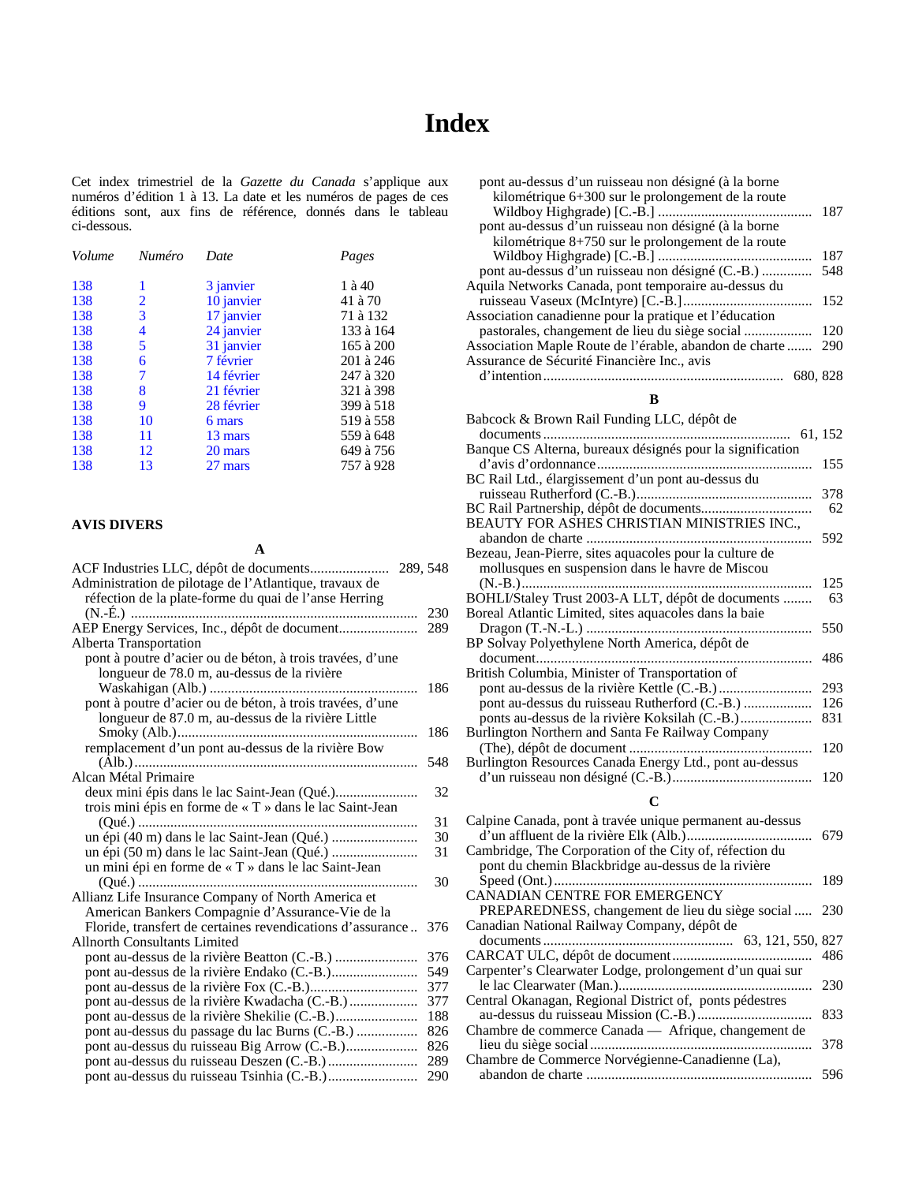# Index

Cet index trimestriel de la *Gazette du Canada* s'applique aux numéros d'édition 1 à 13. La date et les numéros de pages de ces éditions sont, aux fins de référence, donnés dans le tableau ci-dessous.

| *Volume* | *Numéro* | *Date* | *Pages* |
|---|---|---|---|
| 138 | 1 | 3 janvier | 1 à 40 |
| 138 | 2 | 10 janvier | 41 à 70 |
| 138 | 3 | 17 janvier | 71 à 132 |
| 138 | 4 | 24 janvier | 133 à 164 |
| 138 | 5 | 31 janvier | 165 à 200 |
| 138 | 6 | 7 février | 201 à 246 |
| 138 | 7 | 14 février | 247 à 320 |
| 138 | 8 | 21 février | 321 à 398 |
| 138 | 9 | 28 février | 399 à 518 |
| 138 | 10 | 6 mars | 519 à 558 |
| 138 | 11 | 13 mars | 559 à 648 |
| 138 | 12 | 20 mars | 649 à 756 |
| 138 | 13 | 27 mars | 757 à 928 |

## AVIS DIVERS

### A

ACF Industries LLC, dépôt de documents ...................... 289, 548

Administration de pilotage de l'Atlantique, travaux de réfection de la plate-forme du quai de l'anse Herring (N.-É.) ................ 230

AEP Energy Services, Inc., dépôt de document ...................... 289

Alberta Transportation
- pont à poutre d'acier ou de béton, à trois travées, d'une longueur de 78.0 m, au-dessus de la rivière Waskahigan (Alb.) ................ 186
- pont à poutre d'acier ou de béton, à trois travées, d'une longueur de 87.0 m, au-dessus de la rivière Little Smoky (Alb.) ................ 186
- remplacement d'un pont au-dessus de la rivière Bow (Alb.) ................ 548

Alcan Métal Primaire
- deux mini épis dans le lac Saint-Jean (Qué.) ................ 32
- trois mini épis en forme de « T » dans le lac Saint-Jean (Qué.) ................ 31
- un épi (40 m) dans le lac Saint-Jean (Qué.) ................ 30
- un épi (50 m) dans le lac Saint-Jean (Qué.) ................ 31
- un mini épi en forme de « T » dans le lac Saint-Jean (Qué.) ................ 30

Allianz Life Insurance Company of North America et American Bankers Compagnie d'Assurance-Vie de la Floride, transfert de certaines revendications d'assurance .. 376

Allnorth Consultants Limited
- pont au-dessus de la rivière Beatton (C.-B.) ................ 376
- pont au-dessus de la rivière Endako (C.-B.) ................ 549
- pont au-dessus de la rivière Fox (C.-B.) ................ 377
- pont au-dessus de la rivière Kwadacha (C.-B.) ................ 377
- pont au-dessus de la rivière Shekilie (C.-B.) ................ 188
- pont au-dessus du passage du lac Burns (C.-B.) ................ 826
- pont au-dessus du ruisseau Big Arrow (C.-B.) ................ 826
- pont au-dessus du ruisseau Deszen (C.-B.) ................ 289
- pont au-dessus du ruisseau Tsinhia (C.-B.) ................ 290
- pont au-dessus d'un ruisseau non désigné (à la borne kilométrique 6+300 sur le prolongement de la route Wildboy Highgrade) [C.-B.] ................ 187
- pont au-dessus d'un ruisseau non désigné (à la borne kilométrique 8+750 sur le prolongement de la route Wildboy Highgrade) [C.-B.] ................ 187
- pont au-dessus d'un ruisseau non désigné (C.-B.) ................ 548

Aquila Networks Canada, pont temporaire au-dessus du ruisseau Vaseux (McIntyre) [C.-B.] ................ 152

Association canadienne pour la pratique et l'éducation pastorales, changement de lieu du siège social ................ 120

Association Maple Route de l'érable, abandon de charte ....... 290

Assurance de Sécurité Financière Inc., avis d'intention ................ 680, 828

### B

Babcock & Brown Rail Funding LLC, dépôt de documents ................ 61, 152

Banque CS Alterna, bureaux désignés pour la signification d'avis d'ordonnance ................ 155

BC Rail Ltd., élargissement d'un pont au-dessus du ruisseau Rutherford (C.-B.) ................ 378

BC Rail Partnership, dépôt de documents ................ 62

BEAUTY FOR ASHES CHRISTIAN MINISTRIES INC., abandon de charte ................ 592

Bezeau, Jean-Pierre, sites aquacoles pour la culture de mollusques en suspension dans le havre de Miscou (N.-B.) ................ 125

BOHLI/Staley Trust 2003-A LLT, dépôt de documents ........ 63

Boreal Atlantic Limited, sites aquacoles dans la baie Dragon (T.-N.-L.) ................ 550

BP Solvay Polyethylene North America, dépôt de document ................ 486

British Columbia, Minister of Transportation of
- pont au-dessus de la rivière Kettle (C.-B.) ................ 293
- pont au-dessus du ruisseau Rutherford (C.-B.) ................ 126
- ponts au-dessus de la rivière Koksilah (C.-B.) ................ 831

Burlington Northern and Santa Fe Railway Company (The), dépôt de document ................ 120

Burlington Resources Canada Energy Ltd., pont au-dessus d'un ruisseau non désigné (C.-B.) ................ 120

### C

Calpine Canada, pont à travée unique permanent au-dessus d'un affluent de la rivière Elk (Alb.) ................ 679

Cambridge, The Corporation of the City of, réfection du pont du chemin Blackbridge au-dessus de la rivière Speed (Ont.) ................ 189

CANADIAN CENTRE FOR EMERGENCY PREPAREDNESS, changement de lieu du siège social ..... 230

Canadian National Railway Company, dépôt de documents ................ 63, 121, 550, 827

CARCAT ULC, dépôt de document ................ 486

Carpenter's Clearwater Lodge, prolongement d'un quai sur le lac Clearwater (Man.) ................ 230

Central Okanagan, Regional District of, ponts pédestres au-dessus du ruisseau Mission (C.-B.) ................ 833

Chambre de commerce Canada — Afrique, changement de lieu du siège social ................ 378

Chambre de Commerce Norvégienne-Canadienne (La), abandon de charte ................ 596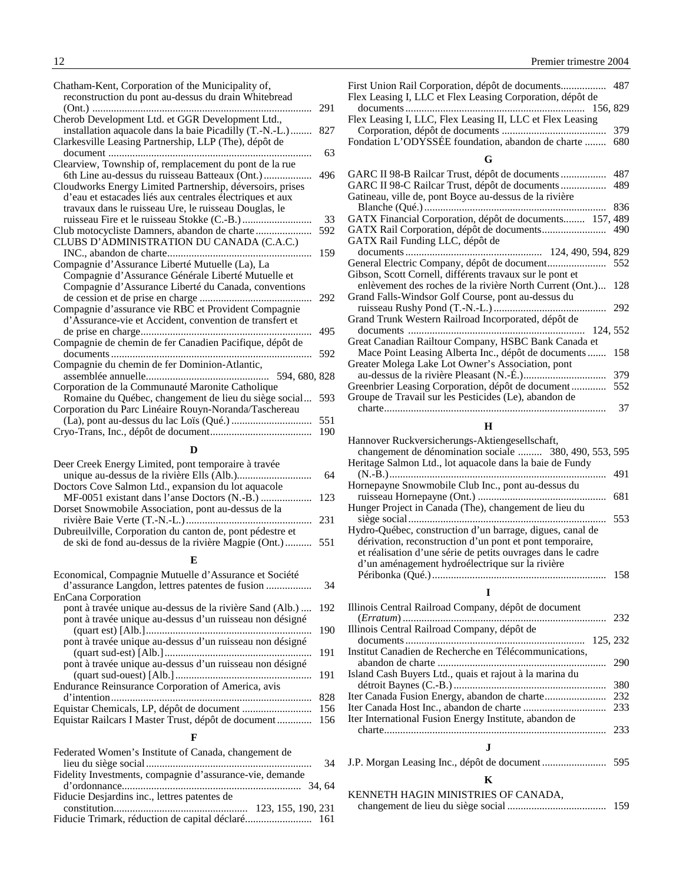Chatham-Kent, Corporation of the Municipality of, reconstruction du pont au-dessus du drain Whitebread (Ont.) ........ 291
Cherob Development Ltd. et GGR Development Ltd., installation aquacole dans la baie Picadilly (T.-N.-L.) ........ 827
Clarkesville Leasing Partnership, LLP (The), dépôt de document ........ 63
Clearview, Township of, remplacement du pont de la rue 6th Line au-dessus du ruisseau Batteaux (Ont.) ........ 496
Cloudworks Energy Limited Partnership, déversoirs, prises d'eau et estacades liés aux centrales électriques et aux travaux dans le ruisseau Ure, le ruisseau Douglas, le ruisseau Fire et le ruisseau Stokke (C.-B.) ........ 33
Club motocycliste Damners, abandon de charte ........ 592
CLUBS D'ADMINISTRATION DU CANADA (C.A.C.) INC., abandon de charte ........ 159
Compagnie d'Assurance Liberté Mutuelle (La), La Compagnie d'Assurance Générale Liberté Mutuelle et Compagnie d'Assurance Liberté du Canada, conventions de cession et de prise en charge ........ 292
Compagnie d'assurance vie RBC et Provident Compagnie d'Assurance-vie et Accident, convention de transfert et de prise en charge ........ 495
Compagnie de chemin de fer Canadien Pacifique, dépôt de documents ........ 592
Compagnie du chemin de fer Dominion-Atlantic, assemblée annuelle ........ 594, 680, 828
Corporation de la Communauté Maronite Catholique Romaine du Québec, changement de lieu du siège social ........ 593
Corporation du Parc Linéaire Rouyn-Noranda/Taschereau (La), pont au-dessus du lac Loïs (Qué.) ........ 551
Cryo-Trans, Inc., dépôt de document ........ 190

## D

Deer Creek Energy Limited, pont temporaire à travée unique au-dessus de la rivière Ells (Alb.) ........ 64
Doctors Cove Salmon Ltd., expansion du lot aquacole MF-0051 existant dans l'anse Doctors (N.-B.) ........ 123
Dorset Snowmobile Association, pont au-dessus de la rivière Baie Verte (T.-N.-L.) ........ 231
Dubreuilville, Corporation du canton de, pont piédestre et de ski de fond au-dessus de la rivière Magpie (Ont.) ........ 551

## E

Economical, Compagnie Mutuelle d'Assurance et Société d'assurance Langdon, lettres patentes de fusion ........ 34
EnCana Corporation
- pont à travée unique au-dessus de la rivière Sand (Alb.) ........ 192
- pont à travée unique au-dessus d'un ruisseau non désigné (quart est) [Alb.] ........ 190
- pont à travée unique au-dessus d'un ruisseau non désigné (quart sud-est) [Alb.] ........ 191
- pont à travée unique au-dessus d'un ruisseau non désigné (quart sud-ouest) [Alb.] ........ 191

Endurance Reinsurance Corporation of America, avis d'intention ........ 828
Equistar Chemicals, LP, dépôt de document ........ 156
Equistar Railcars I Master Trust, dépôt de document ........ 156

## F

Federated Women's Institute of Canada, changement de lieu du siège social ........ 34
Fidelity Investments, compagnie d'assurance-vie, demande d'ordonnance ........ 34, 64
Fiducie Desjardins inc., lettres patentes de constitution ........ 123, 155, 190, 231
Fiducie Trimark, réduction de capital déclaré ........ 161
First Union Rail Corporation, dépôt de documents ........ 487
Flex Leasing I, LLC et Flex Leasing Corporation, dépôt de documents ........ 156, 829
Flex Leasing I, LLC, Flex Leasing II, LLC et Flex Leasing Corporation, dépôt de documents ........ 379
Fondation L'ODYSSÉE foundation, abandon de charte ........ 680

## G

GARC II 98-B Railcar Trust, dépôt de documents ........ 487
GARC II 98-C Railcar Trust, dépôt de documents ........ 489
Gatineau, ville de, pont Boyce au-dessus de la rivière Blanche (Qué.) ........ 836
GATX Financial Corporation, dépôt de documents ........ 157, 489
GATX Rail Corporation, dépôt de documents ........ 490
GATX Rail Funding LLC, dépôt de documents ........ 124, 490, 594, 829
General Electric Company, dépôt de document ........ 552
Gibson, Scott Cornell, différents travaux sur le pont et enlèvement des roches de la rivière North Current (Ont.) ........ 128
Grand Falls-Windsor Golf Course, pont au-dessus du ruisseau Rushy Pond (T.-N.-L.) ........ 292
Grand Trunk Western Railroad Incorporated, dépôt de documents ........ 124, 552
Great Canadian Railtour Company, HSBC Bank Canada et Mace Point Leasing Alberta Inc., dépôt de documents ........ 158
Greater Molega Lake Lot Owner's Association, pont au-dessus de la rivière Pleasant (N.-É.) ........ 379
Greenbrier Leasing Corporation, dépôt de document ........ 552
Groupe de Travail sur les Pesticides (Le), abandon de charte ........ 37

## H

Hannover Ruckversicherungs-Aktiengesellschaft, changement de dénomination sociale ........ 380, 490, 553, 595
Heritage Salmon Ltd., lot aquacole dans la baie de Fundy (N.-B.) ........ 491
Hornepayne Snowmobile Club Inc., pont au-dessus du ruisseau Hornepayne (Ont.) ........ 681
Hunger Project in Canada (The), changement de lieu du siège social ........ 553
Hydro-Québec, construction d'un barrage, digues, canal de dérivation, reconstruction d'un pont et pont temporaire, et réalisation d'une série de petits ouvrages dans le cadre d'un aménagement hydroélectrique sur la rivière Péribonka (Qué.) ........ 158

## I

Illinois Central Railroad Company, dépôt de document (*Erratum*) ........ 232
Illinois Central Railroad Company, dépôt de documents ........ 125, 232
Institut Canadien de Recherche en Télécommunications, abandon de charte ........ 290
Island Cash Buyers Ltd., quais et rajout à la marina du détroit Baynes (C.-B.) ........ 380
Iter Canada Fusion Energy, abandon de charte ........ 232
Iter Canada Host Inc., abandon de charte ........ 233
Iter International Fusion Energy Institute, abandon de charte ........ 233

## J

J.P. Morgan Leasing Inc., dépôt de document ........ 595

## K

KENNETH HAGIN MINISTRIES OF CANADA, changement de lieu du siège social ........ 159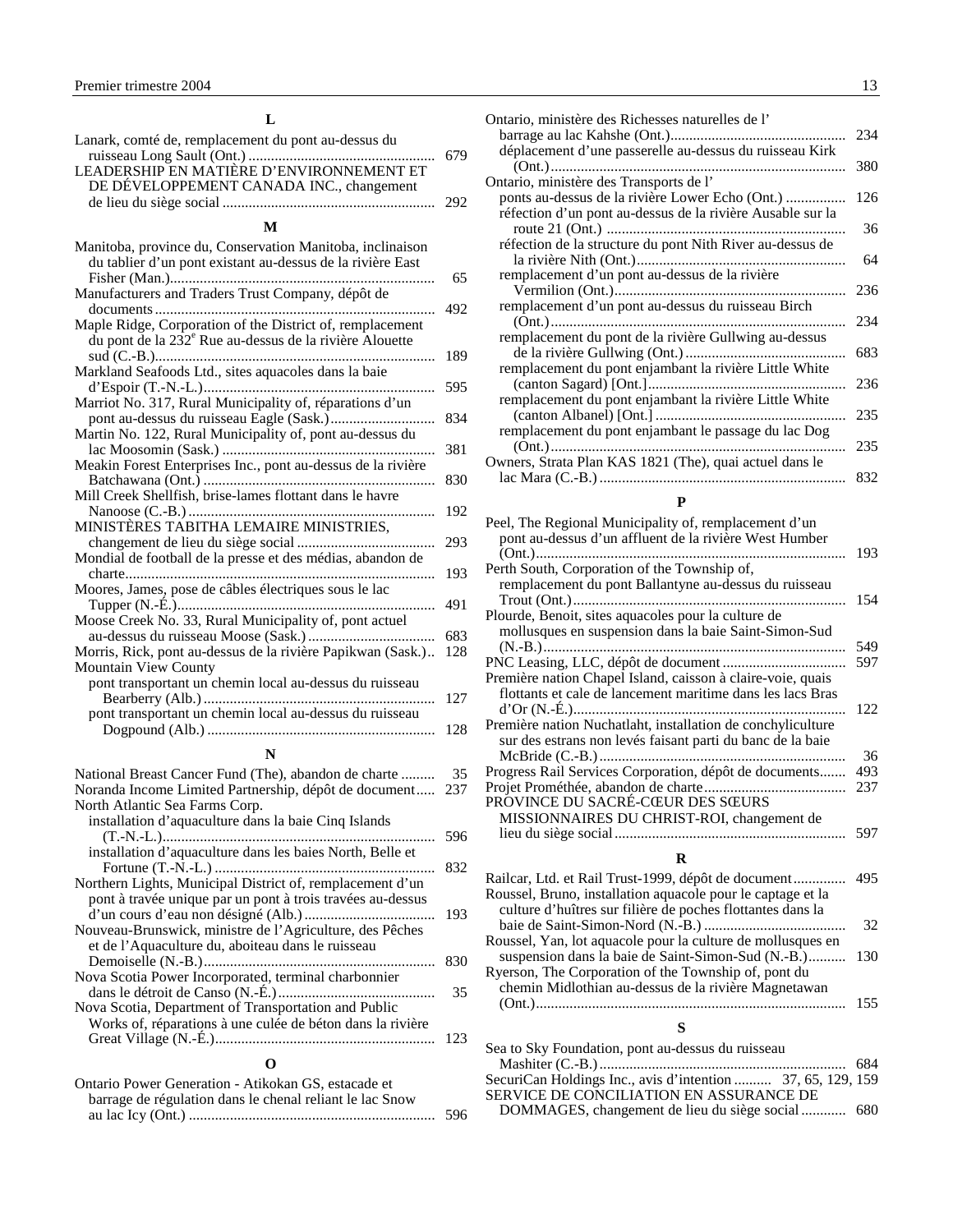## L

Lanark, comté de, remplacement du pont au-dessus du ruisseau Long Sault (Ont.) ... 679

LEADERSHIP EN MATIÈRE D'ENVIRONNEMENT ET DE DÉVELOPPEMENT CANADA INC., changement de lieu du siège social ... 292

## M

Manitoba, province du, Conservation Manitoba, inclinaison du tablier d'un pont existant au-dessus de la rivière East Fisher (Man.) ... 65

Manufacturers and Traders Trust Company, dépôt de documents ... 492

Maple Ridge, Corporation of the District of, remplacement du pont de la 232e Rue au-dessus de la rivière Alouette sud (C.-B.) ... 189

Markland Seafoods Ltd., sites aquacoles dans la baie d'Espoir (T.-N.-L.) ... 595

Marriot No. 317, Rural Municipality of, réparations d'un pont au-dessus du ruisseau Eagle (Sask.) ... 834

Martin No. 122, Rural Municipality of, pont au-dessus du lac Moosomin (Sask.) ... 381

Meakin Forest Enterprises Inc., pont au-dessus de la rivière Batchawana (Ont.) ... 830

Mill Creek Shellfish, brise-lames flottant dans le havre Nanoose (C.-B.) ... 192

MINISTÈRES TABITHA LEMAIRE MINISTRIES, changement de lieu du siège social ... 293

Mondial de football de la presse et des médias, abandon de charte ... 193

Moores, James, pose de câbles électriques sous le lac Tupper (N.-É.) ... 491

Moose Creek No. 33, Rural Municipality of, pont actuel au-dessus du ruisseau Moose (Sask.) ... 683

Morris, Rick, pont au-dessus de la rivière Papikwan (Sask.) .. 128

Mountain View County
- pont transportant un chemin local au-dessus du ruisseau Bearberry (Alb.) ... 127
- pont transportant un chemin local au-dessus du ruisseau Dogpound (Alb.) ... 128

## N

National Breast Cancer Fund (The), abandon de charte ... 35

Noranda Income Limited Partnership, dépôt de document ... 237

North Atlantic Sea Farms Corp.
- installation d'aquaculture dans la baie Cinq Islands (T.-N.-L.) ... 596
- installation d'aquaculture dans les baies North, Belle et Fortune (T.-N.-L.) ... 832

Northern Lights, Municipal District of, remplacement d'un pont à travée unique par un pont à trois travées au-dessus d'un cours d'eau non désigné (Alb.) ... 193

Nouveau-Brunswick, ministre de l'Agriculture, des Pêches et de l'Aquaculture du, aboiteau dans le ruisseau Demoiselle (N.-B.) ... 830

Nova Scotia Power Incorporated, terminal charbonnier dans le détroit de Canso (N.-É.) ... 35

Nova Scotia, Department of Transportation and Public Works of, réparations à une culée de béton dans la rivière Great Village (N.-É.) ... 123

## O

Ontario Power Generation - Atikokan GS, estacade et barrage de régulation dans le chenal reliant le lac Snow au lac Icy (Ont.) ... 596

Ontario, ministère des Richesses naturelles de l'
- barrage au lac Kahshe (Ont.) ... 234
- déplacement d'une passerelle au-dessus du ruisseau Kirk (Ont.) ... 380

Ontario, ministère des Transports de l'
- ponts au-dessus de la rivière Lower Echo (Ont.) ... 126
- réfection d'un pont au-dessus de la rivière Ausable sur la route 21 (Ont.) ... 36
- réfection de la structure du pont Nith River au-dessus de la rivière Nith (Ont.) ... 64
- remplacement d'un pont au-dessus de la rivière Vermilion (Ont.) ... 236
- remplacement d'un pont au-dessus du ruisseau Birch (Ont.) ... 234
- remplacement du pont de la rivière Gullwing au-dessus de la rivière Gullwing (Ont.) ... 683
- remplacement du pont enjambant la rivière Little White (canton Sagard) [Ont.] ... 236
- remplacement du pont enjambant la rivière Little White (canton Albanel) [Ont.] ... 235
- remplacement du pont enjambant le passage du lac Dog (Ont.) ... 235

Owners, Strata Plan KAS 1821 (The), quai actuel dans le lac Mara (C.-B.) ... 832

## P

Peel, The Regional Municipality of, remplacement d'un pont au-dessus d'un affluent de la rivière West Humber (Ont.) ... 193

Perth South, Corporation of the Township of, remplacement du pont Ballantyne au-dessus du ruisseau Trout (Ont.) ... 154

Plourde, Benoit, sites aquacoles pour la culture de mollusques en suspension dans la baie Saint-Simon-Sud (N.-B.) ... 549

PNC Leasing, LLC, dépôt de document ... 597

Première nation Chapel Island, caisson à claire-voie, quais flottants et cale de lancement maritime dans les lacs Bras d'Or (N.-É.) ... 122

Première nation Nuchatlaht, installation de conchyliculture sur des estrans non levés faisant parti du banc de la baie McBride (C.-B.) ... 36

Progress Rail Services Corporation, dépôt de documents ... 493

Projet Prométhée, abandon de charte ... 237

PROVINCE DU SACRÉ-CŒUR DES SŒURS MISSIONNAIRES DU CHRIST-ROI, changement de lieu du siège social ... 597

## R

Railcar, Ltd. et Rail Trust-1999, dépôt de document ... 495

Roussel, Bruno, installation aquacole pour le captage et la culture d'huîtres sur filière de poches flottantes dans la baie de Saint-Simon-Nord (N.-B.) ... 32

Roussel, Yan, lot aquacole pour la culture de mollusques en suspension dans la baie de Saint-Simon-Sud (N.-B.) ... 130

Ryerson, The Corporation of the Township of, pont du chemin Midlothian au-dessus de la rivière Magnetawan (Ont.) ... 155

## S

Sea to Sky Foundation, pont au-dessus du ruisseau Mashiter (C.-B.) ... 684

SecuriCan Holdings Inc., avis d'intention ... 37, 65, 129, 159

SERVICE DE CONCILIATION EN ASSURANCE DE DOMMAGES, changement de lieu du siège social ... 680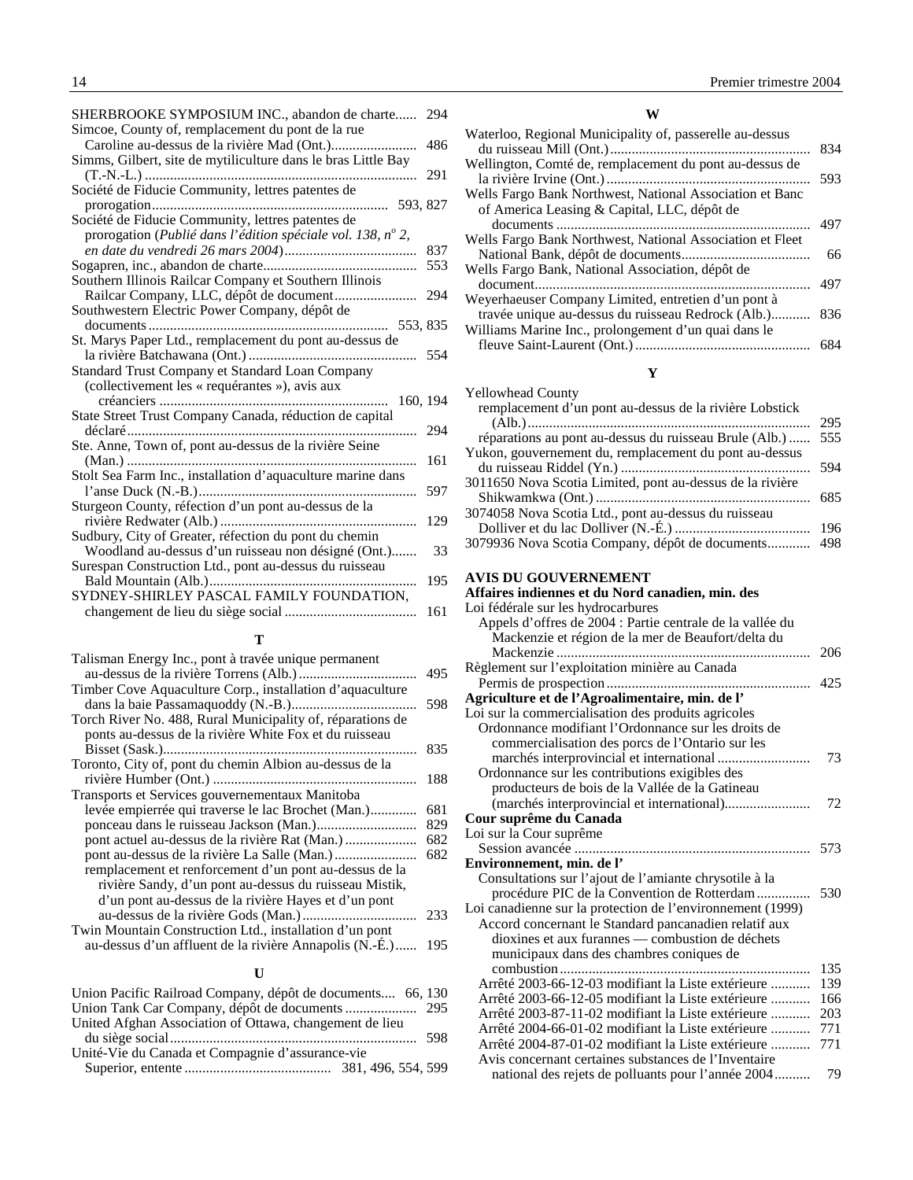SHERBROOKE SYMPOSIUM INC., abandon de charte...... 294

Simcoe, County of, remplacement du pont de la rue Caroline au-dessus de la rivière Mad (Ont.)........................ 486

Simms, Gilbert, site de mytiliculture dans le bras Little Bay (T.-N.-L.) ........................................................................... 291

Société de Fiducie Community, lettres patentes de prorogation.................................................................. 593, 827

Société de Fiducie Community, lettres patentes de prorogation (*Publié dans l'édition spéciale vol. 138, n° 2, en date du vendredi 26 mars 2004*)..................................... 837

Sogapren, inc., abandon de charte........................................... 553

Southern Illinois Railcar Company et Southern Illinois Railcar Company, LLC, dépôt de document....................... 294

Southwestern Electric Power Company, dépôt de documents.................................................................... 553, 835

St. Marys Paper Ltd., remplacement du pont au-dessus de la rivière Batchawana (Ont.) .............................................. 554

Standard Trust Company et Standard Loan Company (collectivement les « requérantes »), avis aux créanciers ................................................................ 160, 194

State Street Trust Company Canada, réduction de capital déclaré................................................................................ 294

Ste. Anne, Town of, pont au-dessus de la rivière Seine (Man.) ................................................................................ 161

Stolt Sea Farm Inc., installation d'aquaculture marine dans l'anse Duck (N.-B.)............................................................. 597

Sturgeon County, réfection d'un pont au-dessus de la rivière Redwater (Alb.) ....................................................... 129

Sudbury, City of Greater, réfection du pont du chemin Woodland au-dessus d'un ruisseau non désigné (Ont.)....... 33

Surespan Construction Ltd., pont au-dessus du ruisseau Bald Mountain (Alb.).......................................................... 195

SYDNEY-SHIRLEY PASCAL FAMILY FOUNDATION, changement de lieu du siège social ..................................... 161

**T**

Talisman Energy Inc., pont à travée unique permanent au-dessus de la rivière Torrens (Alb.)................................ 495

Timber Cove Aquaculture Corp., installation d'aquaculture dans la baie Passamaquoddy (N.-B.)................................... 598

Torch River No. 488, Rural Municipality of, réparations de ponts au-dessus de la rivière White Fox et du ruisseau Bisset (Sask.)...................................................................... 835

Toronto, City of, pont du chemin Albion au-dessus de la rivière Humber (Ont.) ......................................................... 188

Transports et Services gouvernementaux Manitoba
- levée empierrée qui traverse le lac Brochet (Man.)............. 681
- ponceau dans le ruisseau Jackson (Man.)............................ 829
- pont actuel au-dessus de la rivière Rat (Man.).................... 682
- pont au-dessus de la rivière La Salle (Man.)....................... 682
- remplacement et renforcement d'un pont au-dessus de la rivière Sandy, d'un pont au-dessus du ruisseau Mistik, d'un pont au-dessus de la rivière Hayes et d'un pont au-dessus de la rivière Gods (Man.)................................ 233

Twin Mountain Construction Ltd., installation d'un pont au-dessus d'un affluent de la rivière Annapolis (N.-É.)...... 195

**U**

Union Pacific Railroad Company, dépôt de documents.... 66, 130

Union Tank Car Company, dépôt de documents .................... 295

United Afghan Association of Ottawa, changement de lieu du siège social..................................................................... 598

Unité-Vie du Canada et Compagnie d'assurance-vie Superior, entente ........................................ 381, 496, 554, 599

**W**

Waterloo, Regional Municipality of, passerelle au-dessus du ruisseau Mill (Ont.)......................................................... 834

Wellington, Comté de, remplacement du pont au-dessus de la rivière Irvine (Ont.)......................................................... 593

Wells Fargo Bank Northwest, National Association et Banc of America Leasing & Capital, LLC, dépôt de documents ...................................................................... 497

Wells Fargo Bank Northwest, National Association et Fleet National Bank, dépôt de documents.................................... 66

Wells Fargo Bank, National Association, dépôt de document............................................................................ 497

Weyerhaeuser Company Limited, entretien d'un pont à travée unique au-dessus du ruisseau Redrock (Alb.)........... 836

Williams Marine Inc., prolongement d'un quai dans le fleuve Saint-Laurent (Ont.)................................................ 684

**Y**

Yellowhead County
- remplacement d'un pont au-dessus de la rivière Lobstick (Alb.)............................................................................. 295
- réparations au pont au-dessus du ruisseau Brule (Alb.)...... 555

Yukon, gouvernement du, remplacement du pont au-dessus du ruisseau Riddel (Yn.) ..................................................... 594

3011650 Nova Scotia Limited, pont au-dessus de la rivière Shikwamkwa (Ont.) ........................................................... 685

3074058 Nova Scotia Ltd., pont au-dessus du ruisseau Dolliver et du lac Dolliver (N.-É.) ..................................... 196

3079936 Nova Scotia Company, dépôt de documents............ 498

**AVIS DU GOUVERNEMENT**

**Affaires indiennes et du Nord canadien, min. des**

Loi fédérale sur les hydrocarbures
- Appels d'offres de 2004 : Partie centrale de la vallée du Mackenzie et région de la mer de Beaufort/delta du Mackenzie ...................................................................... 206

Règlement sur l'exploitation minière au Canada
- Permis de prospection........................................................ 425

**Agriculture et de l'Agroalimentaire, min. de l'**

Loi sur la commercialisation des produits agricoles
- Ordonnance modifiant l'Ordonnance sur les droits de commercialisation des porcs de l'Ontario sur les marchés interprovincial et international .......................... 73
- Ordonnance sur les contributions exigibles des producteurs de bois de la Vallée de la Gatineau (marchés interprovincial et international)....................... 72

**Cour suprême du Canada**

Loi sur la Cour suprême
- Session avancée ................................................................. 573

**Environnement, min. de l'**

- Consultations sur l'ajout de l'amiante chrysotile à la procédure PIC de la Convention de Rotterdam............... 530

Loi canadienne sur la protection de l'environnement (1999)
- Accord concernant le Standard pancanadien relatif aux dioxines et aux furannes — combustion de déchets municipaux dans des chambres coniques de combustion..................................................................... 135
- Arrêté 2003-66-12-03 modifiant la Liste extérieure ........... 139
- Arrêté 2003-66-12-05 modifiant la Liste extérieure ........... 166
- Arrêté 2003-87-11-02 modifiant la Liste extérieure ........... 203
- Arrêté 2004-66-01-02 modifiant la Liste extérieure ........... 771
- Arrêté 2004-87-01-02 modifiant la Liste extérieure ........... 771
- Avis concernant certaines substances de l'Inventaire national des rejets de polluants pour l'année 2004.......... 79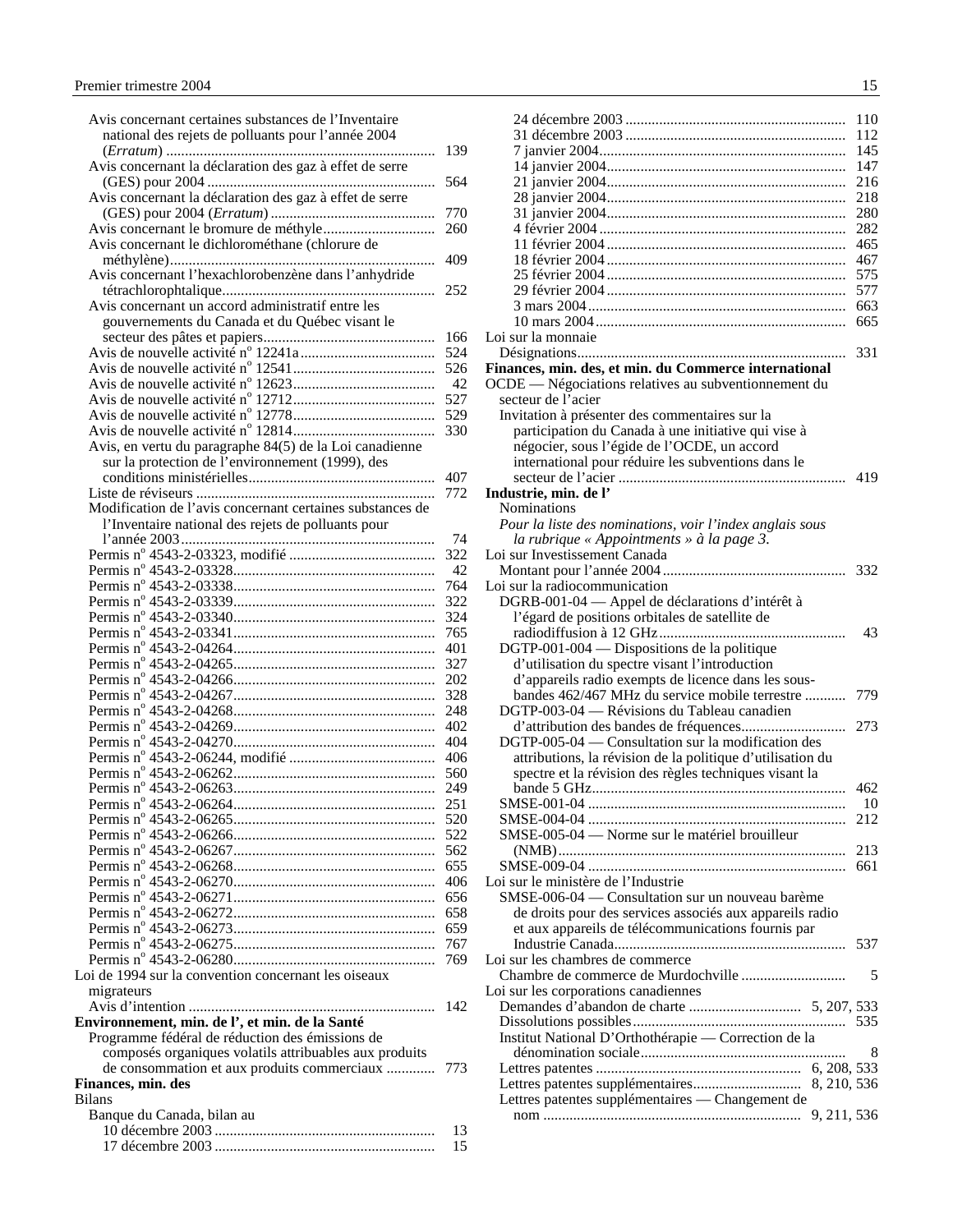Avis concernant certaines substances de l'Inventaire national des rejets de polluants pour l'année 2004 (*Erratum*) ... 139
Avis concernant la déclaration des gaz à effet de serre (GES) pour 2004 ... 564
Avis concernant la déclaration des gaz à effet de serre (GES) pour 2004 (*Erratum*) ... 770
Avis concernant le bromure de méthyle ... 260
Avis concernant le dichlorométhane (chlorure de méthylène) ... 409
Avis concernant l'hexachlorobenzène dans l'anhydride tétrachlorophtalique ... 252
Avis concernant un accord administratif entre les gouvernements du Canada et du Québec visant le secteur des pâtes et papiers ... 166
Avis de nouvelle activité n° 12241a ... 524
Avis de nouvelle activité n° 12541 ... 526
Avis de nouvelle activité n° 12623 ... 42
Avis de nouvelle activité n° 12712 ... 527
Avis de nouvelle activité n° 12778 ... 529
Avis de nouvelle activité n° 12814 ... 330
Avis, en vertu du paragraphe 84(5) de la Loi canadienne sur la protection de l'environnement (1999), des conditions ministérielles ... 407
Liste de réviseurs ... 772
Modification de l'avis concernant certaines substances de l'Inventaire national des rejets de polluants pour l'année 2003 ... 74
Permis n° 4543-2-03323, modifié ... 322
Permis n° 4543-2-03328 ... 42
Permis n° 4543-2-03338 ... 764
Permis n° 4543-2-03339 ... 322
Permis n° 4543-2-03340 ... 324
Permis n° 4543-2-03341 ... 765
Permis n° 4543-2-04264 ... 401
Permis n° 4543-2-04265 ... 327
Permis n° 4543-2-04266 ... 202
Permis n° 4543-2-04267 ... 328
Permis n° 4543-2-04268 ... 248
Permis n° 4543-2-04269 ... 402
Permis n° 4543-2-04270 ... 404
Permis n° 4543-2-06244, modifié ... 406
Permis n° 4543-2-06262 ... 560
Permis n° 4543-2-06263 ... 249
Permis n° 4543-2-06264 ... 251
Permis n° 4543-2-06265 ... 520
Permis n° 4543-2-06266 ... 522
Permis n° 4543-2-06267 ... 562
Permis n° 4543-2-06268 ... 655
Permis n° 4543-2-06270 ... 406
Permis n° 4543-2-06271 ... 656
Permis n° 4543-2-06272 ... 658
Permis n° 4543-2-06273 ... 659
Permis n° 4543-2-06275 ... 767
Permis n° 4543-2-06280 ... 769

Loi de 1994 sur la convention concernant les oiseaux migrateurs
Avis d'intention ... 142

**Environnement, min. de l', et min. de la Santé**
Programme fédéral de réduction des émissions de composés organiques volatils attribuables aux produits de consommation et aux produits commerciaux ... 773

**Finances, min. des**
Bilans
Banque du Canada, bilan au
10 décembre 2003 ... 13
17 décembre 2003 ... 15
24 décembre 2003 ... 110
31 décembre 2003 ... 112
7 janvier 2004 ... 145
14 janvier 2004 ... 147
21 janvier 2004 ... 216
28 janvier 2004 ... 218
31 janvier 2004 ... 280
4 février 2004 ... 282
11 février 2004 ... 465
18 février 2004 ... 467
25 février 2004 ... 575
29 février 2004 ... 577
3 mars 2004 ... 663
10 mars 2004 ... 665

Loi sur la monnaie
Désignations ... 331

**Finances, min. des, et min. du Commerce international**
OCDE — Négociations relatives au subventionnement du secteur de l'acier
Invitation à présenter des commentaires sur la participation du Canada à une initiative qui vise à négocier, sous l'égide de l'OCDE, un accord international pour réduire les subventions dans le secteur de l'acier ... 419

**Industrie, min. de l'**
Nominations
*Pour la liste des nominations, voir l'index anglais sous la rubrique « Appointments » à la page 3.*

Loi sur Investissement Canada
Montant pour l'année 2004 ... 332

Loi sur la radiocommunication
DGRB-001-04 — Appel de déclarations d'intérêt à l'égard de positions orbitales de satellite de radiodiffusion à 12 GHz ... 43
DGTP-001-004 — Dispositions de la politique d'utilisation du spectre visant l'introduction d'appareils radio exempts de licence dans les sous-bandes 462/467 MHz du service mobile terrestre ... 779
DGTP-003-04 — Révisions du Tableau canadien d'attribution des bandes de fréquences ... 273
DGTP-005-04 — Consultation sur la modification des attributions, la révision de la politique d'utilisation du spectre et la révision des règles techniques visant la bande 5 GHz ... 462
SMSE-001-04 ... 10
SMSE-004-04 ... 212
SMSE-005-04 — Norme sur le matériel brouilleur (NMB) ... 213
SMSE-009-04 ... 661

Loi sur le ministère de l'Industrie
SMSE-006-04 — Consultation sur un nouveau barème de droits pour des services associés aux appareils radio et aux appareils de télécommunications fournis par Industrie Canada ... 537

Loi sur les chambres de commerce
Chambre de commerce de Murdochville ... 5

Loi sur les corporations canadiennes
Demandes d'abandon de charte ... 5, 207, 533
Dissolutions possibles ... 535
Institut National D'Orthothérapie — Correction de la dénomination sociale ... 8
Lettres patentes ... 6, 208, 533
Lettres patentes supplémentaires ... 8, 210, 536
Lettres patentes supplémentaires — Changement de nom ... 9, 211, 536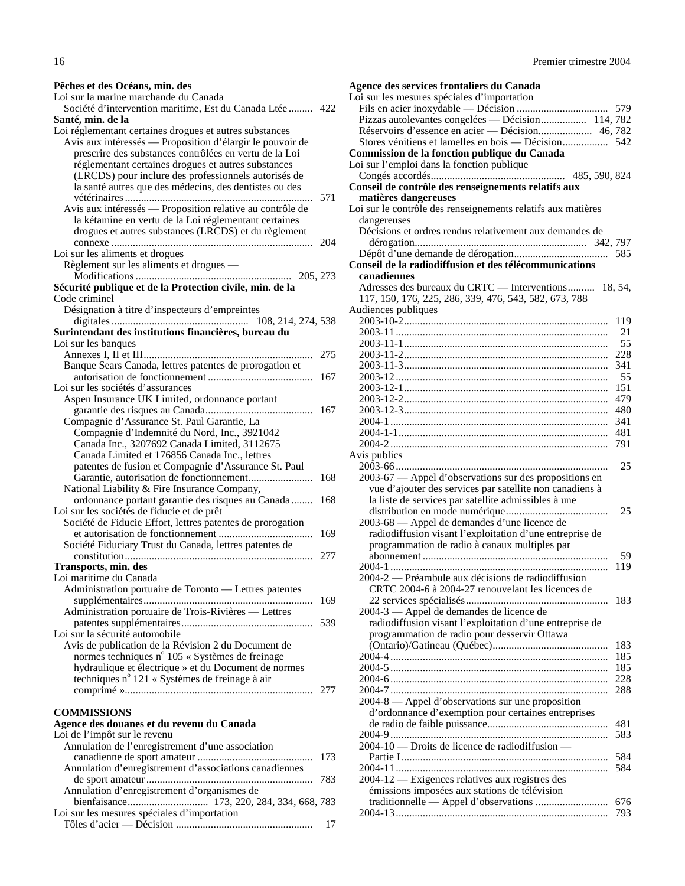**Pêches et des Océans, min. des**

Loi sur la marine marchande du Canada

Société d'intervention maritime, Est du Canada Ltée ......... 422

**Santé, min. de la**

Loi réglementant certaines drogues et autres substances

Avis aux intéressés — Proposition d'élargir le pouvoir de prescrire des substances contrôlées en vertu de la Loi réglementant certaines drogues et autres substances (LRCDS) pour inclure des professionnels autorisés de la santé autres que des médecins, des dentistes ou des vétérinaires ..................................................................... 571

Avis aux intéressés — Proposition relative au contrôle de la kétamine en vertu de la Loi réglementant certaines drogues et autres substances (LRCDS) et du règlement connexe ........................................................................... 204

Loi sur les aliments et drogues

Règlement sur les aliments et drogues — Modifications .......................................................... 205, 273

**Sécurité publique et de la Protection civile, min. de la**

Code criminel

Désignation à titre d'inspecteurs d'empreintes digitales ................................................... 108, 214, 274, 538

**Surintendant des institutions financières, bureau du**

Loi sur les banques

Annexes I, II et III............................................................... 275

Banque Sears Canada, lettres patentes de prorogation et autorisation de fonctionnement ....................................... 167

Loi sur les sociétés d'assurances

Aspen Insurance UK Limited, ordonnance portant garantie des risques au Canada........................................ 167

Compagnie d'Assurance St. Paul Garantie, La Compagnie d'Indemnité du Nord, Inc., 3921042 Canada Inc., 3207692 Canada Limited, 3112675 Canada Limited et 176856 Canada Inc., lettres patentes de fusion et Compagnie d'Assurance St. Paul Garantie, autorisation de fonctionnement........................ 168

National Liability & Fire Insurance Company, ordonnance portant garantie des risques au Canada ........ 168

Loi sur les sociétés de fiducie et de prêt

Société de Fiducie Effort, lettres patentes de prorogation et autorisation de fonctionnement ................................... 169

Société Fiduciary Trust du Canada, lettres patentes de constitution...................................................................... 277

**Transports, min. des**

Loi maritime du Canada

Administration portuaire de Toronto — Lettres patentes supplémentaires............................................................... 169

Administration portuaire de Trois-Rivières — Lettres patentes supplémentaires................................................. 539

Loi sur la sécurité automobile

Avis de publication de la Révision 2 du Document de normes techniques n° 105 « Systèmes de freinage hydraulique et électrique » et du Document de normes techniques n° 121 « Systèmes de freinage à air comprimé »...................................................................... 277

**COMMISSIONS**

**Agence des douanes et du revenu du Canada**

Loi de l'impôt sur le revenu

Annulation de l'enregistrement d'une association canadienne de sport amateur ........................................... 173

Annulation d'enregistrement d'associations canadiennes de sport amateur .............................................................. 783

Annulation d'enregistrement d'organismes de bienfaisance.............................. 173, 220, 284, 334, 668, 783

Loi sur les mesures spéciales d'importation

Tôles d'acier — Décision ................................................... 17

**Agence des services frontaliers du Canada**

Loi sur les mesures spéciales d'importation

Fils en acier inoxydable — Décision .................................. 579

Pizzas autolevantes congelées — Décision................. 114, 782

Réservoirs d'essence en acier — Décision.................... 46, 782

Stores vénitiens et lamelles en bois — Décision................. 542

**Commission de la fonction publique du Canada**

Loi sur l'emploi dans la fonction publique

Congés accordés.................................................. 485, 590, 824

**Conseil de contrôle des renseignements relatifs aux matières dangereuses**

Loi sur le contrôle des renseignements relatifs aux matières dangereuses

Décisions et ordres rendus relativement aux demandes de dérogation................................................................ 342, 797

Dépôt d'une demande de dérogation................................... 585

**Conseil de la radiodiffusion et des télécommunications canadiennes**

Adresses des bureaux du CRTC — Interventions.......... 18, 54, 117, 150, 176, 225, 286, 339, 476, 543, 582, 673, 788

Audiences publiques

2003-10-2........................................................................... 119

2003-11 .............................................................................. 21

2003-11-1........................................................................... 55

2003-11-2........................................................................... 228

2003-11-3........................................................................... 341

2003-12 .............................................................................. 55

2003-12-1........................................................................... 151

2003-12-2........................................................................... 479

2003-12-3........................................................................... 480

2004-1 ................................................................................ 341

2004-1-1............................................................................. 481

2004-2 ................................................................................ 791

Avis publics

2003-66 .............................................................................. 25

2003-67 — Appel d'observations sur des propositions en vue d'ajouter des services par satellite non canadiens à la liste de services par satellite admissibles à une distribution en mode numérique...................................... 25

2003-68 — Appel de demandes d'une licence de radiodiffusion visant l'exploitation d'une entreprise de programmation de radio à canaux multiples par abonnement ..................................................................... 59

2004-1 ................................................................................ 119

2004-2 — Préambule aux décisions de radiodiffusion CRTC 2004-6 à 2004-27 renouvelant les licences de 22 services spécialisés..................................................... 183

2004-3 — Appel de demandes de licence de radiodiffusion visant l'exploitation d'une entreprise de programmation de radio pour desservir Ottawa (Ontario)/Gatineau (Québec).......................................... 183

2004-4 ................................................................................ 185

2004-5 ................................................................................ 185

2004-6 ................................................................................ 228

2004-7 ................................................................................ 288

2004-8 — Appel d'observations sur une proposition d'ordonnance d'exemption pour certaines entreprises de radio de faible puissance............................................ 481

2004-9 ................................................................................ 583

2004-10 — Droits de licence de radiodiffusion — Partie I............................................................................ 584

2004-11 .............................................................................. 584

2004-12 — Exigences relatives aux registres des émissions imposées aux stations de télévision traditionnelle — Appel d'observations ........................... 676

2004-13 .............................................................................. 793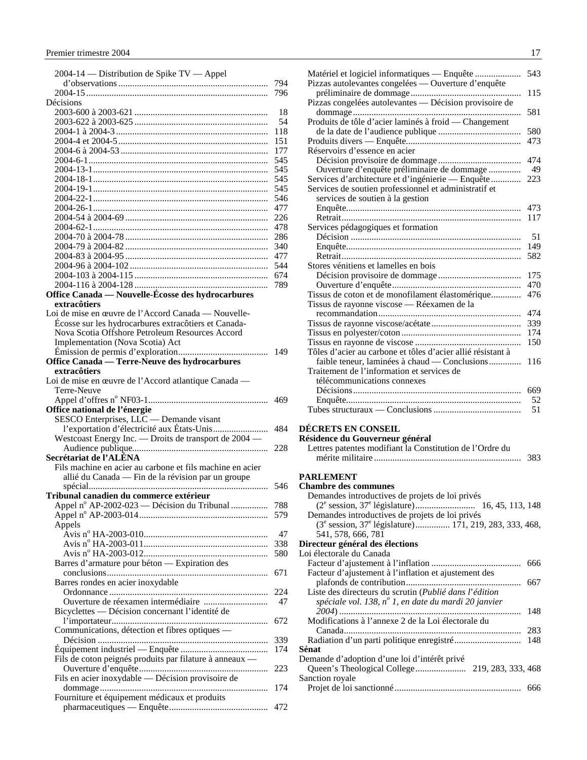2004-14 — Distribution de Spike TV — Appel d'observations ..... 794
2004-15 ..... 796

Décisions
2003-600 à 2003-621 ..... 18
2003-622 à 2003-625 ..... 54
2004-1 à 2004-3 ..... 118
2004-4 et 2004-5 ..... 151
2004-6 à 2004-53 ..... 177
2004-6-1 ..... 545
2004-13-1 ..... 545
2004-18-1 ..... 545
2004-19-1 ..... 545
2004-22-1 ..... 546
2004-26-1 ..... 477
2004-54 à 2004-69 ..... 226
2004-62-1 ..... 478
2004-70 à 2004-78 ..... 286
2004-79 à 2004-82 ..... 340
2004-83 à 2004-95 ..... 477
2004-96 à 2004-102 ..... 544
2004-103 à 2004-115 ..... 674
2004-116 à 2004-128 ..... 789

**Office Canada — Nouvelle-Écosse des hydrocarbures extracôtiers**

Loi de mise en œuvre de l'Accord Canada — Nouvelle-Écosse sur les hydrocarbures extracôtiers et Canada-Nova Scotia Offshore Petroleum Resources Accord Implementation (Nova Scotia) Act
Émission de permis d'exploration ..... 149

**Office Canada — Terre-Neuve des hydrocarbures extracôtiers**

Loi de mise en œuvre de l'Accord atlantique Canada — Terre-Neuve
Appel d'offres n° NF03-1 ..... 469

**Office national de l'énergie**

SESCO Enterprises, LLC — Demande visant l'exportation d'électricité aux États-Unis ..... 484
Westcoast Energy Inc. — Droits de transport de 2004 — Audience publique ..... 228

**Secrétariat de l'ALÉNA**

Fils machine en acier au carbone et fils machine en acier allié du Canada — Fin de la révision par un groupe spécial ..... 546

**Tribunal canadien du commerce extérieur**

Appel n° AP-2002-023 — Décision du Tribunal ..... 788
Appel n° AP-2003-014 ..... 579
Appels
Avis n° HA-2003-010 ..... 47
Avis n° HA-2003-011 ..... 338
Avis n° HA-2003-012 ..... 580
Barres d'armature pour béton — Expiration des conclusions ..... 671
Barres rondes en acier inoxydable
Ordonnance ..... 224
Ouverture de réexamen intermédiaire ..... 47
Bicyclettes — Décision concernant l'identité de l'importateur ..... 672
Communications, détection et fibres optiques — Décision ..... 339
Équipement industriel — Enquête ..... 174
Fils de coton peignés produits par filature à anneaux — Ouverture d'enquête ..... 223
Fils en acier inoxydable — Décision provisoire de dommage ..... 174
Fourniture et équipement médicaux et produits pharmaceutiques — Enquête ..... 472
Matériel et logiciel informatiques — Enquête ..... 543
Pizzas autolevantes congelées — Ouverture d'enquête préliminaire de dommage ..... 115
Pizzas congelées autolevantes — Décision provisoire de dommage ..... 581
Produits de tôle d'acier laminés à froid — Changement de la date de l'audience publique ..... 580
Produits divers — Enquête ..... 473
Réservoirs d'essence en acier
Décision provisoire de dommage ..... 474
Ouverture d'enquête préliminaire de dommage ..... 49
Services d'architecture et d'ingénierie — Enquête ..... 223
Services de soutien professionnel et administratif et services de soutien à la gestion
Enquête ..... 473
Retrait ..... 117
Services pédagogiques et formation
Décision ..... 51
Enquête ..... 149
Retrait ..... 582
Stores vénitiens et lamelles en bois
Décision provisoire de dommage ..... 175
Ouverture d'enquête ..... 470
Tissus de coton et de monofilament élastomérique ..... 476
Tissus de rayonne viscose — Réexamen de la recommandation ..... 474
Tissus de rayonne viscose/acétate ..... 339
Tissus en polyester/coton ..... 174
Tissus en rayonne de viscose ..... 150
Tôles d'acier au carbone et tôles d'acier allié résistant à faible teneur, laminées à chaud — Conclusions ..... 116
Traitement de l'information et services de télécommunications connexes
Décisions ..... 669
Enquête ..... 52
Tubes structuraux — Conclusions ..... 51

## DÉCRETS EN CONSEIL

**Résidence du Gouverneur général**

Lettres patentes modifiant la Constitution de l'Ordre du mérite militaire ..... 383

## PARLEMENT

**Chambre des communes**

Demandes introductives de projets de loi privés (2e session, 37e législature) ..... 16, 45, 113, 148
Demandes introductives de projets de loi privés (3e session, 37e législature) ..... 171, 219, 283, 333, 468, 541, 578, 666, 781

**Directeur général des élections**

Loi électorale du Canada
Facteur d'ajustement à l'inflation ..... 666
Facteur d'ajustement à l'inflation et ajustement des plafonds de contribution ..... 667
Liste des directeurs du scrutin (*Publié dans l'édition spéciale vol. 138, n° 1, en date du mardi 20 janvier 2004*) ..... 148
Modifications à l'annexe 2 de la Loi électorale du Canada ..... 283
Radiation d'un parti politique enregistré ..... 148

**Sénat**

Demande d'adoption d'une loi d'intérêt privé
Queen's Theological College ..... 219, 283, 333, 468
Sanction royale
Projet de loi sanctionné ..... 666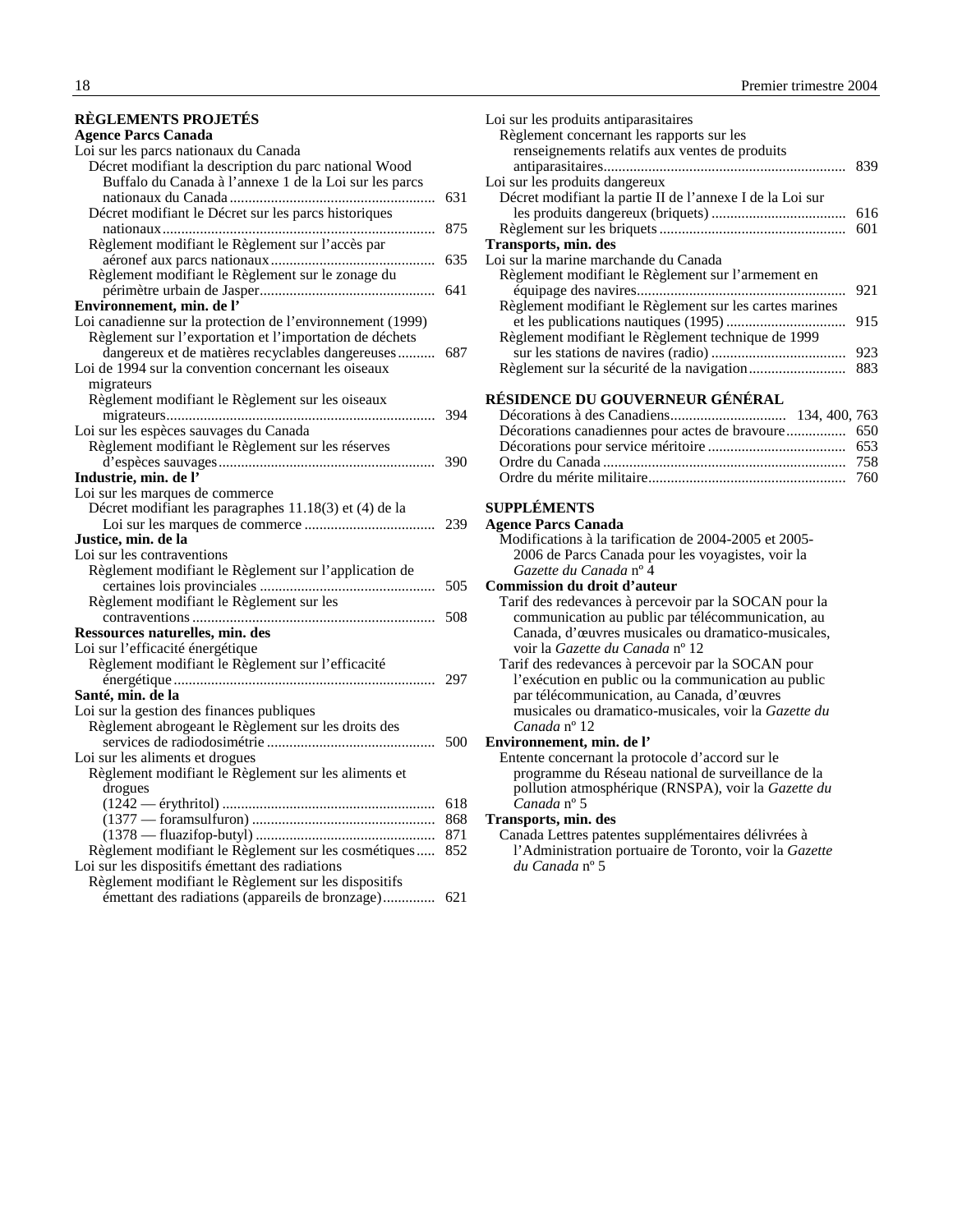## RÈGLEMENTS PROJETÉS

**Agence Parcs Canada**

Loi sur les parcs nationaux du Canada

- Décret modifiant la description du parc national Wood Buffalo du Canada à l'annexe 1 de la Loi sur les parcs nationaux du Canada ....... 631
- Décret modifiant le Décret sur les parcs historiques nationaux ....... 875
- Règlement modifiant le Règlement sur l'accès par aéronef aux parcs nationaux ....... 635
- Règlement modifiant le Règlement sur le zonage du périmètre urbain de Jasper ....... 641

**Environnement, min. de l'**

Loi canadienne sur la protection de l'environnement (1999)

- Règlement sur l'exportation et l'importation de déchets dangereux et de matières recyclables dangereuses ....... 687

Loi de 1994 sur la convention concernant les oiseaux migrateurs

- Règlement modifiant le Règlement sur les oiseaux migrateurs ....... 394

Loi sur les espèces sauvages du Canada

- Règlement modifiant le Règlement sur les réserves d'espèces sauvages ....... 390

**Industrie, min. de l'**

Loi sur les marques de commerce

- Décret modifiant les paragraphes 11.18(3) et (4) de la Loi sur les marques de commerce ....... 239

**Justice, min. de la**

Loi sur les contraventions

- Règlement modifiant le Règlement sur l'application de certaines lois provinciales ....... 505
- Règlement modifiant le Règlement sur les contraventions ....... 508

**Ressources naturelles, min. des**

Loi sur l'efficacité énergétique

- Règlement modifiant le Règlement sur l'efficacité énergétique ....... 297

**Santé, min. de la**

Loi sur la gestion des finances publiques

- Règlement abrogeant le Règlement sur les droits des services de radiodosimétrie ....... 500

Loi sur les aliments et drogues

- Règlement modifiant le Règlement sur les aliments et drogues
  - (1242 — érythritol) ....... 618
  - (1377 — foramsulfuron) ....... 868
  - (1378 — fluazifop-butyl) ....... 871
- Règlement modifiant le Règlement sur les cosmétiques ....... 852

Loi sur les dispositifs émettant des radiations

- Règlement modifiant le Règlement sur les dispositifs émettant des radiations (appareils de bronzage) ....... 621

Loi sur les produits antiparasitaires

- Règlement concernant les rapports sur les renseignements relatifs aux ventes de produits antiparasitaires ....... 839

Loi sur les produits dangereux

- Décret modifiant la partie II de l'annexe I de la Loi sur les produits dangereux (briquets) ....... 616
- Règlement sur les briquets ....... 601

**Transports, min. des**

Loi sur la marine marchande du Canada

- Règlement modifiant le Règlement sur l'armement en équipage des navires ....... 921
- Règlement modifiant le Règlement sur les cartes marines et les publications nautiques (1995) ....... 915
- Règlement modifiant le Règlement technique de 1999 sur les stations de navires (radio) ....... 923
- Règlement sur la sécurité de la navigation ....... 883

## RÉSIDENCE DU GOUVERNEUR GÉNÉRAL

- Décorations à des Canadiens ....... 134, 400, 763
- Décorations canadiennes pour actes de bravoure ....... 650
- Décorations pour service méritoire ....... 653
- Ordre du Canada ....... 758
- Ordre du mérite militaire ....... 760

## SUPPLÉMENTS

**Agence Parcs Canada**

- Modifications à la tarification de 2004-2005 et 2005-2006 de Parcs Canada pour les voyagistes, voir la *Gazette du Canada* nº 4

**Commission du droit d'auteur**

- Tarif des redevances à percevoir par la SOCAN pour la communication au public par télécommunication, au Canada, d'œuvres musicales ou dramatico-musicales, voir la *Gazette du Canada* nº 12
- Tarif des redevances à percevoir par la SOCAN pour l'exécution en public ou la communication au public par télécommunication, au Canada, d'œuvres musicales ou dramatico-musicales, voir la *Gazette du Canada* nº 12

**Environnement, min. de l'**

- Entente concernant la protocole d'accord sur le programme du Réseau national de surveillance de la pollution atmosphérique (RNSPA), voir la *Gazette du Canada* nº 5

**Transports, min. des**

- Canada Lettres patentes supplémentaires délivrées à l'Administration portuaire de Toronto, voir la *Gazette du Canada* nº 5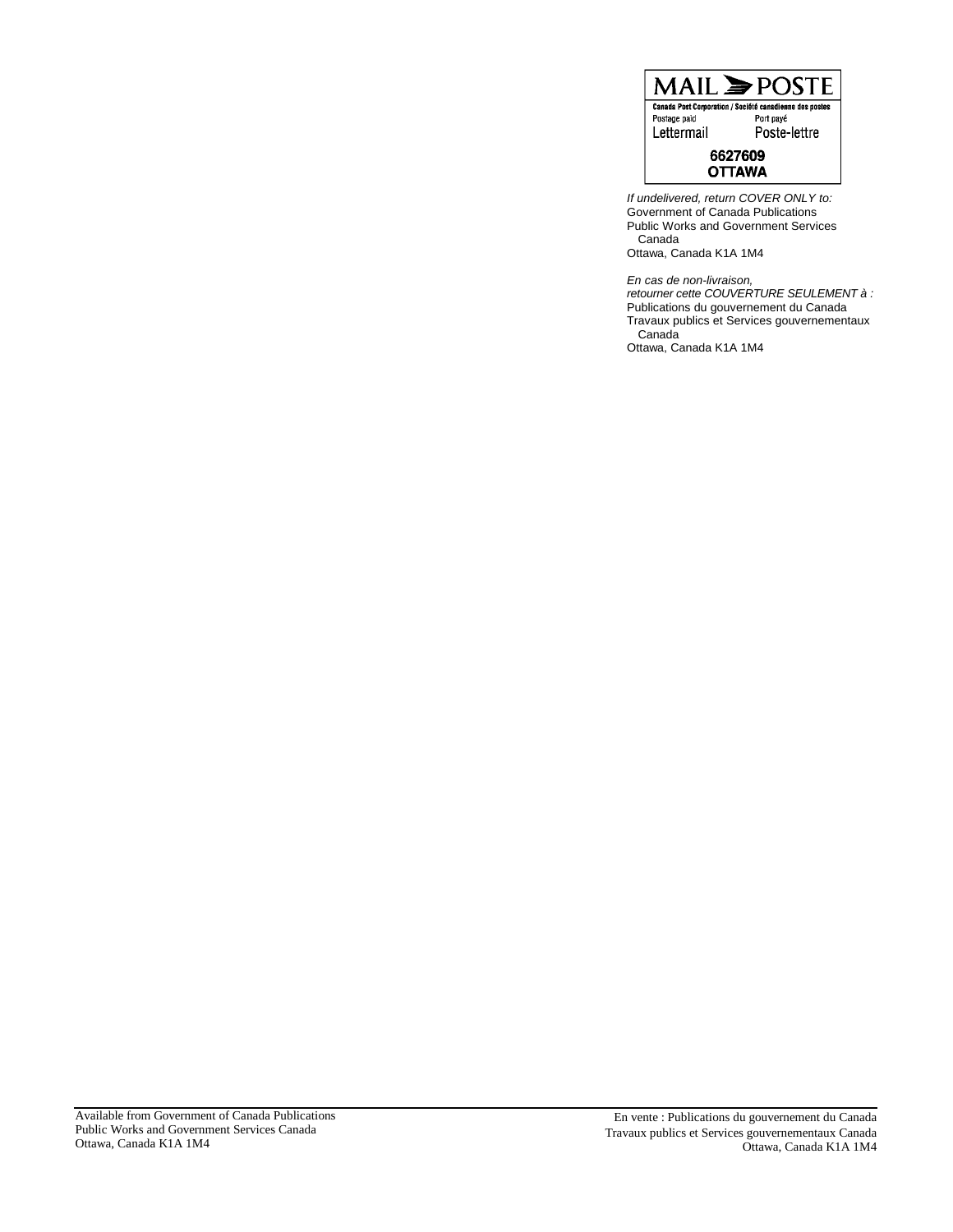MAIL ➤ POSTE

Canada Post Corporation / Société canadienne des postes

Postage paid | Port payé

Lettermail | Poste-lettre

6627609
OTTAWA

*If undelivered, return COVER ONLY to:*
Government of Canada Publications
Public Works and Government Services Canada
Ottawa, Canada K1A 1M4

*En cas de non-livraison,*
*retourner cette COUVERTURE SEULEMENT à :*
Publications du gouvernement du Canada
Travaux publics et Services gouvernementaux Canada
Ottawa, Canada K1A 1M4

Available from Government of Canada Publications
Public Works and Government Services Canada
Ottawa, Canada K1A 1M4

En vente : Publications du gouvernement du Canada
Travaux publics et Services gouvernementaux Canada
Ottawa, Canada K1A 1M4